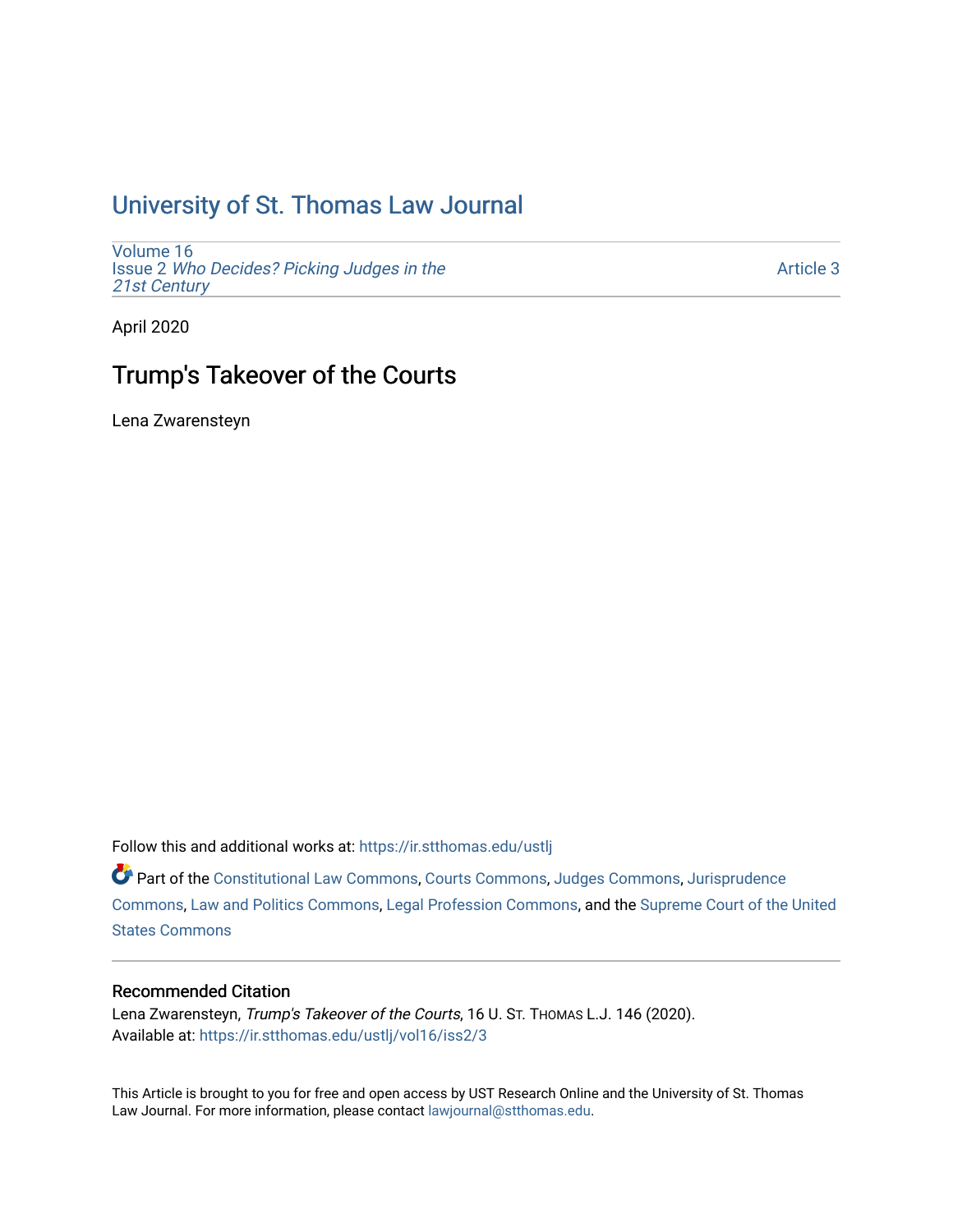# University of St. Thomas Law Journal

Volume 16
Issue 2 *Who Decides? Picking Judges in the 21st Century*

Article 3

April 2020

## Trump's Takeover of the Courts

Lena Zwarensteyn

Follow this and additional works at: https://ir.stthomas.edu/ustlj

Part of the Constitutional Law Commons, Courts Commons, Judges Commons, Jurisprudence Commons, Law and Politics Commons, Legal Profession Commons, and the Supreme Court of the United States Commons

### Recommended Citation

Lena Zwarensteyn, *Trump's Takeover of the Courts*, 16 U. ST. THOMAS L.J. 146 (2020).
Available at: https://ir.stthomas.edu/ustlj/vol16/iss2/3

This Article is brought to you for free and open access by UST Research Online and the University of St. Thomas Law Journal. For more information, please contact lawjournal@stthomas.edu.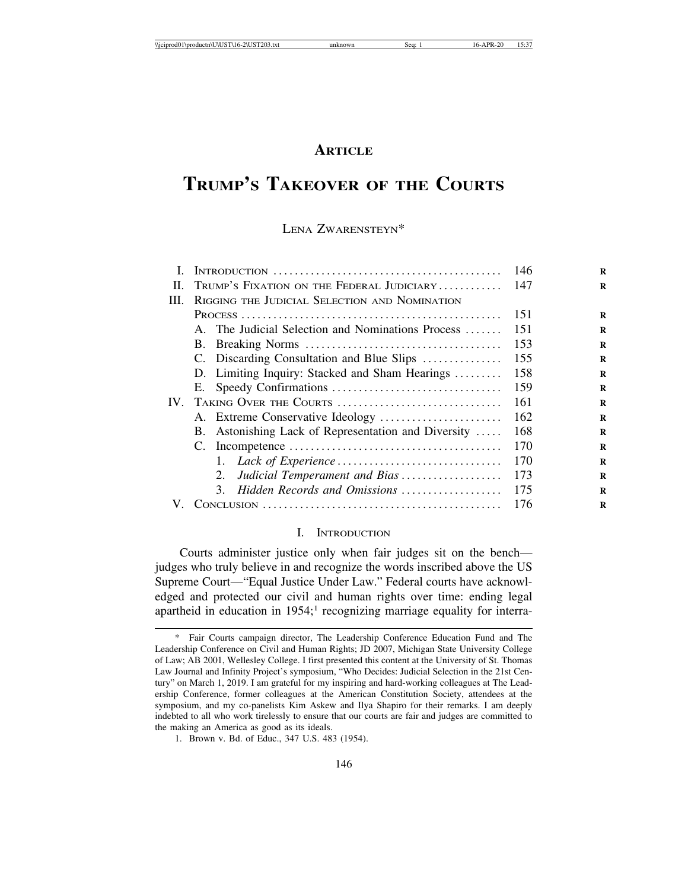## ARTICLE

# TRUMP'S TAKEOVER OF THE COURTS

LENA ZWARENSTEYN*

| | | |
|---|---|---|
| I. | INTRODUCTION | 146 |
| II. | TRUMP'S FIXATION ON THE FEDERAL JUDICIARY | 147 |
| III. | RIGGING THE JUDICIAL SELECTION AND NOMINATION PROCESS | 151 |
| | A. The Judicial Selection and Nominations Process | 151 |
| | B. Breaking Norms | 153 |
| | C. Discarding Consultation and Blue Slips | 155 |
| | D. Limiting Inquiry: Stacked and Sham Hearings | 158 |
| | E. Speedy Confirmations | 159 |
| IV. | TAKING OVER THE COURTS | 161 |
| | A. Extreme Conservative Ideology | 162 |
| | B. Astonishing Lack of Representation and Diversity | 168 |
| | C. Incompetence | 170 |
| | 1. *Lack of Experience* | 170 |
| | 2. *Judicial Temperament and Bias* | 173 |
| | 3. *Hidden Records and Omissions* | 175 |
| V. | CONCLUSION | 176 |

## I. INTRODUCTION

Courts administer justice only when fair judges sit on the bench—judges who truly believe in and recognize the words inscribed above the US Supreme Court—"Equal Justice Under Law." Federal courts have acknowledged and protected our civil and human rights over time: ending legal apartheid in education in 1954;[1] recognizing marriage equality for interra-

---

\* Fair Courts campaign director, The Leadership Conference Education Fund and The Leadership Conference on Civil and Human Rights; JD 2007, Michigan State University College of Law; AB 2001, Wellesley College. I first presented this content at the University of St. Thomas Law Journal and Infinity Project's symposium, "Who Decides: Judicial Selection in the 21st Century" on March 1, 2019. I am grateful for my inspiring and hard-working colleagues at The Leadership Conference, former colleagues at the American Constitution Society, attendees at the symposium, and my co-panelists Kim Askew and Ilya Shapiro for their remarks. I am deeply indebted to all who work tirelessly to ensure that our courts are fair and judges are committed to the making an America as good as its ideals.

1. Brown v. Bd. of Educ., 347 U.S. 483 (1954).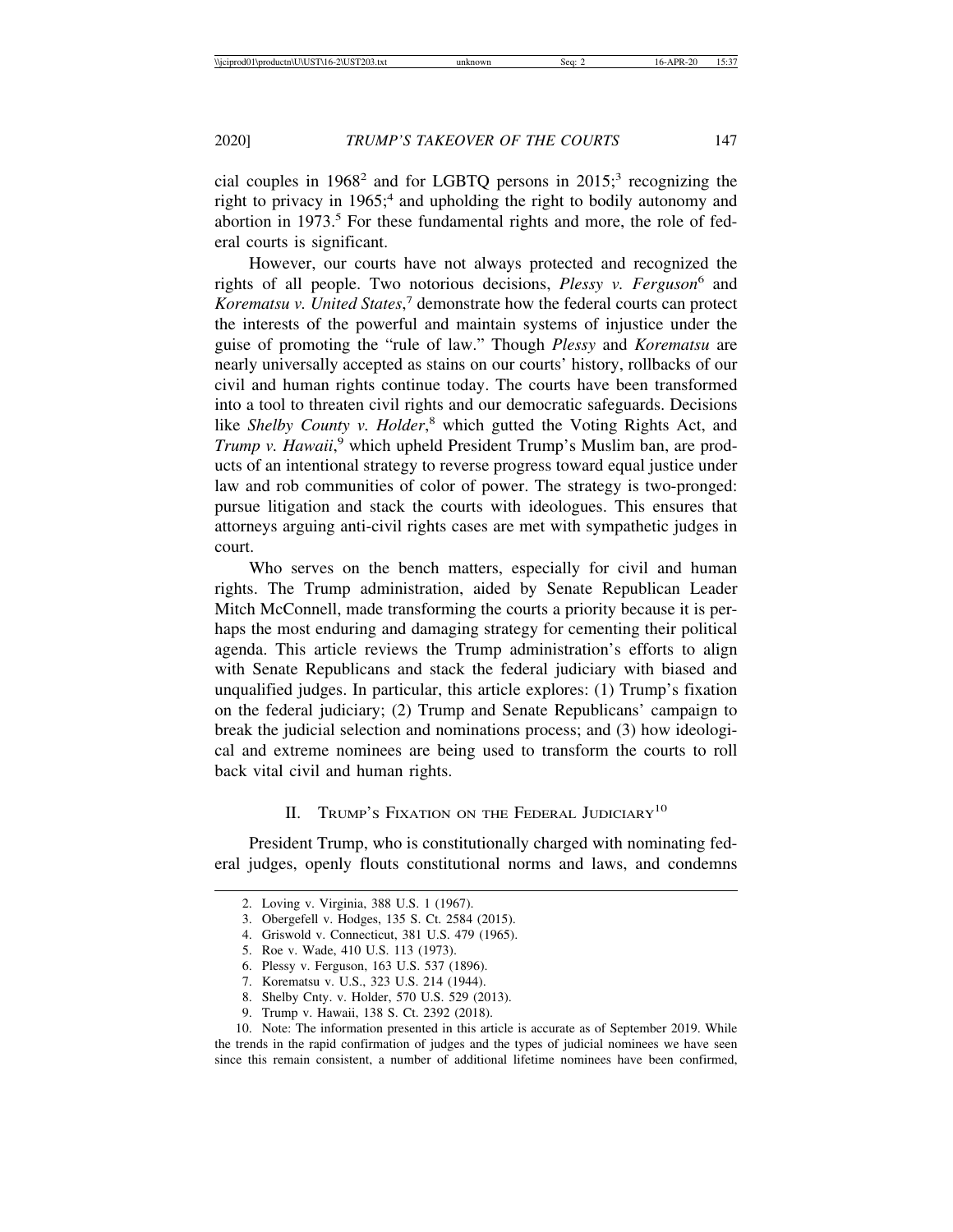cial couples in 1968[2] and for LGBTQ persons in 2015;[3] recognizing the right to privacy in 1965;[4] and upholding the right to bodily autonomy and abortion in 1973.[5] For these fundamental rights and more, the role of federal courts is significant.

However, our courts have not always protected and recognized the rights of all people. Two notorious decisions, *Plessy v. Ferguson*[6] and *Korematsu v. United States*,[7] demonstrate how the federal courts can protect the interests of the powerful and maintain systems of injustice under the guise of promoting the "rule of law." Though *Plessy* and *Korematsu* are nearly universally accepted as stains on our courts' history, rollbacks of our civil and human rights continue today. The courts have been transformed into a tool to threaten civil rights and our democratic safeguards. Decisions like *Shelby County v. Holder*,[8] which gutted the Voting Rights Act, and *Trump v. Hawaii*,[9] which upheld President Trump's Muslim ban, are products of an intentional strategy to reverse progress toward equal justice under law and rob communities of color of power. The strategy is two-pronged: pursue litigation and stack the courts with ideologues. This ensures that attorneys arguing anti-civil rights cases are met with sympathetic judges in court.

Who serves on the bench matters, especially for civil and human rights. The Trump administration, aided by Senate Republican Leader Mitch McConnell, made transforming the courts a priority because it is perhaps the most enduring and damaging strategy for cementing their political agenda. This article reviews the Trump administration's efforts to align with Senate Republicans and stack the federal judiciary with biased and unqualified judges. In particular, this article explores: (1) Trump's fixation on the federal judiciary; (2) Trump and Senate Republicans' campaign to break the judicial selection and nominations process; and (3) how ideological and extreme nominees are being used to transform the courts to roll back vital civil and human rights.

## II. Trump's Fixation on the Federal Judiciary[10]

President Trump, who is constitutionally charged with nominating federal judges, openly flouts constitutional norms and laws, and condemns

2. Loving v. Virginia, 388 U.S. 1 (1967).
3. Obergefell v. Hodges, 135 S. Ct. 2584 (2015).
4. Griswold v. Connecticut, 381 U.S. 479 (1965).
5. Roe v. Wade, 410 U.S. 113 (1973).
6. Plessy v. Ferguson, 163 U.S. 537 (1896).
7. Korematsu v. U.S., 323 U.S. 214 (1944).
8. Shelby Cnty. v. Holder, 570 U.S. 529 (2013).
9. Trump v. Hawaii, 138 S. Ct. 2392 (2018).
10. Note: The information presented in this article is accurate as of September 2019. While the trends in the rapid confirmation of judges and the types of judicial nominees we have seen since this remain consistent, a number of additional lifetime nominees have been confirmed,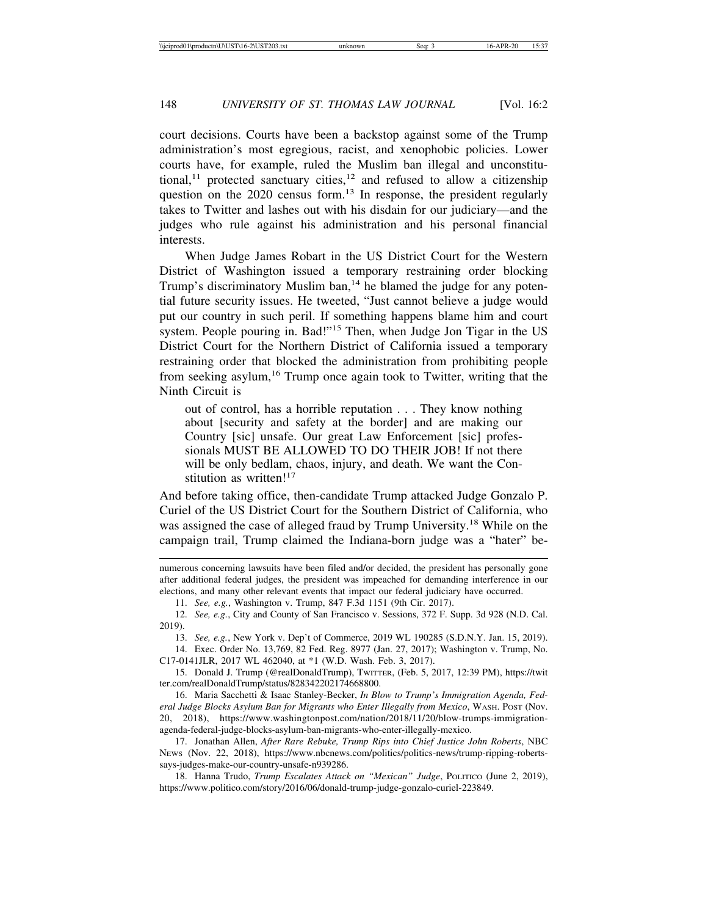court decisions. Courts have been a backstop against some of the Trump administration's most egregious, racist, and xenophobic policies. Lower courts have, for example, ruled the Muslim ban illegal and unconstitutional,[11] protected sanctuary cities,[12] and refused to allow a citizenship question on the 2020 census form.[13] In response, the president regularly takes to Twitter and lashes out with his disdain for our judiciary—and the judges who rule against his administration and his personal financial interests.

When Judge James Robart in the US District Court for the Western District of Washington issued a temporary restraining order blocking Trump's discriminatory Muslim ban,[14] he blamed the judge for any potential future security issues. He tweeted, "Just cannot believe a judge would put our country in such peril. If something happens blame him and court system. People pouring in. Bad!"[15] Then, when Judge Jon Tigar in the US District Court for the Northern District of California issued a temporary restraining order that blocked the administration from prohibiting people from seeking asylum,[16] Trump once again took to Twitter, writing that the Ninth Circuit is

> out of control, has a horrible reputation . . . They know nothing about [security and safety at the border] and are making our Country [sic] unsafe. Our great Law Enforcement [sic] professionals MUST BE ALLOWED TO DO THEIR JOB! If not there will be only bedlam, chaos, injury, and death. We want the Constitution as written![17]

And before taking office, then-candidate Trump attacked Judge Gonzalo P. Curiel of the US District Court for the Southern District of California, who was assigned the case of alleged fraud by Trump University.[18] While on the campaign trail, Trump claimed the Indiana-born judge was a "hater" be-

---

numerous concerning lawsuits have been filed and/or decided, the president has personally gone after additional federal judges, the president was impeached for demanding interference in our elections, and many other relevant events that impact our federal judiciary have occurred.

11. *See, e.g.*, Washington v. Trump, 847 F.3d 1151 (9th Cir. 2017).

12. *See, e.g.*, City and County of San Francisco v. Sessions, 372 F. Supp. 3d 928 (N.D. Cal. 2019).

13. *See, e.g.*, New York v. Dep't of Commerce, 2019 WL 190285 (S.D.N.Y. Jan. 15, 2019).

14. Exec. Order No. 13,769, 82 Fed. Reg. 8977 (Jan. 27, 2017); Washington v. Trump, No. C17-0141JLR, 2017 WL 462040, at *1 (W.D. Wash. Feb. 3, 2017).

15. Donald J. Trump (@realDonaldTrump), TWITTER, (Feb. 5, 2017, 12:39 PM), https://twitter.com/realDonaldTrump/status/828342202174668800.

16. Maria Sacchetti & Isaac Stanley-Becker, *In Blow to Trump's Immigration Agenda, Federal Judge Blocks Asylum Ban for Migrants who Enter Illegally from Mexico*, WASH. POST (Nov. 20, 2018), https://www.washingtonpost.com/nation/2018/11/20/blow-trumps-immigration-agenda-federal-judge-blocks-asylum-ban-migrants-who-enter-illegally-mexico.

17. Jonathan Allen, *After Rare Rebuke, Trump Rips into Chief Justice John Roberts*, NBC NEWS (Nov. 22, 2018), https://www.nbcnews.com/politics/politics-news/trump-ripping-roberts-says-judges-make-our-country-unsafe-n939286.

18. Hanna Trudo, *Trump Escalates Attack on "Mexican" Judge*, POLITICO (June 2, 2019), https://www.politico.com/story/2016/06/donald-trump-judge-gonzalo-curiel-223849.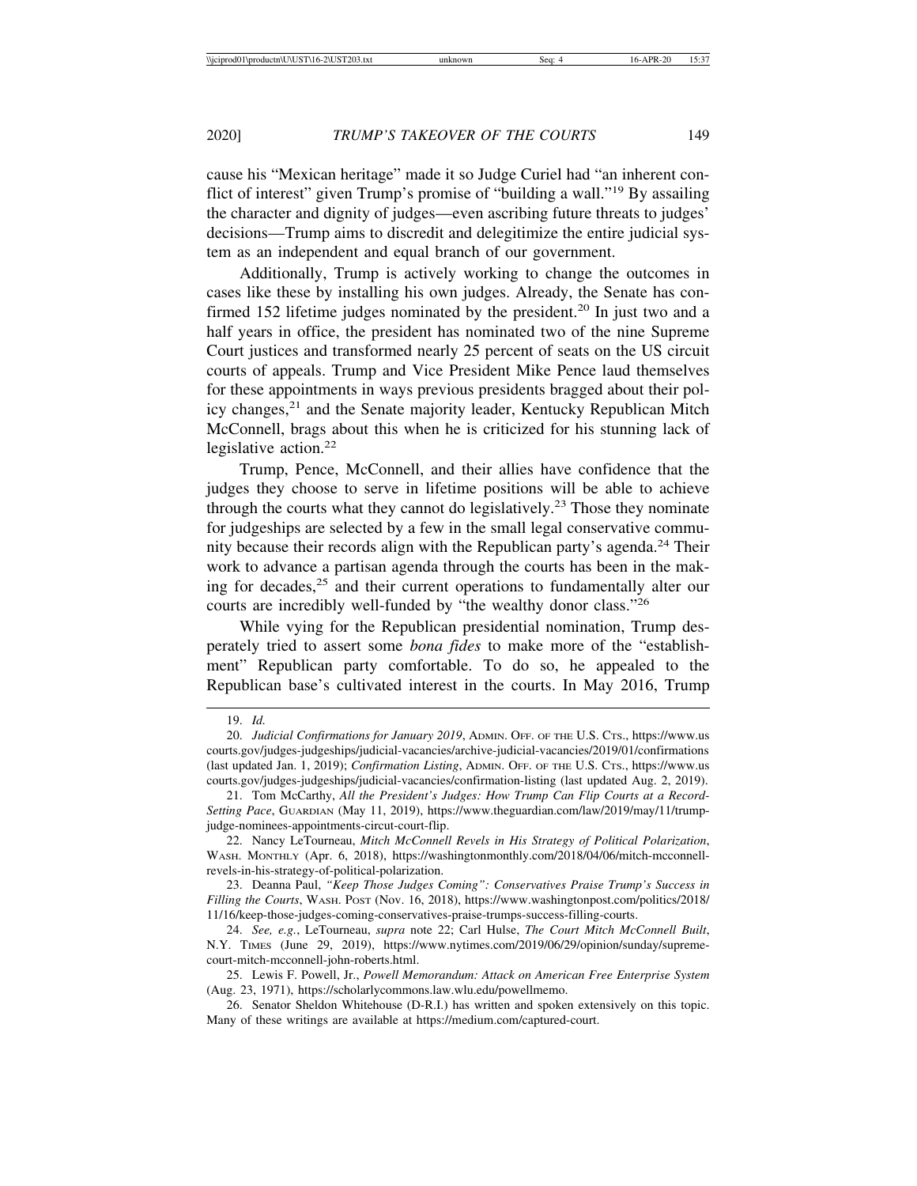cause his "Mexican heritage" made it so Judge Curiel had "an inherent conflict of interest" given Trump's promise of "building a wall."[19] By assailing the character and dignity of judges—even ascribing future threats to judges' decisions—Trump aims to discredit and delegitimize the entire judicial system as an independent and equal branch of our government.

Additionally, Trump is actively working to change the outcomes in cases like these by installing his own judges. Already, the Senate has confirmed 152 lifetime judges nominated by the president.[20] In just two and a half years in office, the president has nominated two of the nine Supreme Court justices and transformed nearly 25 percent of seats on the US circuit courts of appeals. Trump and Vice President Mike Pence laud themselves for these appointments in ways previous presidents bragged about their policy changes,[21] and the Senate majority leader, Kentucky Republican Mitch McConnell, brags about this when he is criticized for his stunning lack of legislative action.[22]

Trump, Pence, McConnell, and their allies have confidence that the judges they choose to serve in lifetime positions will be able to achieve through the courts what they cannot do legislatively.[23] Those they nominate for judgeships are selected by a few in the small legal conservative community because their records align with the Republican party's agenda.[24] Their work to advance a partisan agenda through the courts has been in the making for decades,[25] and their current operations to fundamentally alter our courts are incredibly well-funded by "the wealthy donor class."[26]

While vying for the Republican presidential nomination, Trump desperately tried to assert some *bona fides* to make more of the "establishment" Republican party comfortable. To do so, he appealed to the Republican base's cultivated interest in the courts. In May 2016, Trump

---

19. *Id.*

20. *Judicial Confirmations for January 2019*, ADMIN. OFF. OF THE U.S. CTS., https://www.uscourts.gov/judges-judgeships/judicial-vacancies/archive-judicial-vacancies/2019/01/confirmations (last updated Jan. 1, 2019); *Confirmation Listing*, ADMIN. OFF. OF THE U.S. CTS., https://www.uscourts.gov/judges-judgeships/judicial-vacancies/confirmation-listing (last updated Aug. 2, 2019).

21. Tom McCarthy, *All the President's Judges: How Trump Can Flip Courts at a Record-Setting Pace*, GUARDIAN (May 11, 2019), https://www.theguardian.com/law/2019/may/11/trump-judge-nominees-appointments-circut-court-flip.

22. Nancy LeTourneau, *Mitch McConnell Revels in His Strategy of Political Polarization*, WASH. MONTHLY (Apr. 6, 2018), https://washingtonmonthly.com/2018/04/06/mitch-mcconnell-revels-in-his-strategy-of-political-polarization.

23. Deanna Paul, *"Keep Those Judges Coming": Conservatives Praise Trump's Success in Filling the Courts*, WASH. POST (Nov. 16, 2018), https://www.washingtonpost.com/politics/2018/11/16/keep-those-judges-coming-conservatives-praise-trumps-success-filling-courts.

24. *See, e.g.*, LeTourneau, *supra* note 22; Carl Hulse, *The Court Mitch McConnell Built*, N.Y. TIMES (June 29, 2019), https://www.nytimes.com/2019/06/29/opinion/sunday/supreme-court-mitch-mcconnell-john-roberts.html.

25. Lewis F. Powell, Jr., *Powell Memorandum: Attack on American Free Enterprise System* (Aug. 23, 1971), https://scholarlycommons.law.wlu.edu/powellmemo.

26. Senator Sheldon Whitehouse (D-R.I.) has written and spoken extensively on this topic. Many of these writings are available at https://medium.com/captured-court.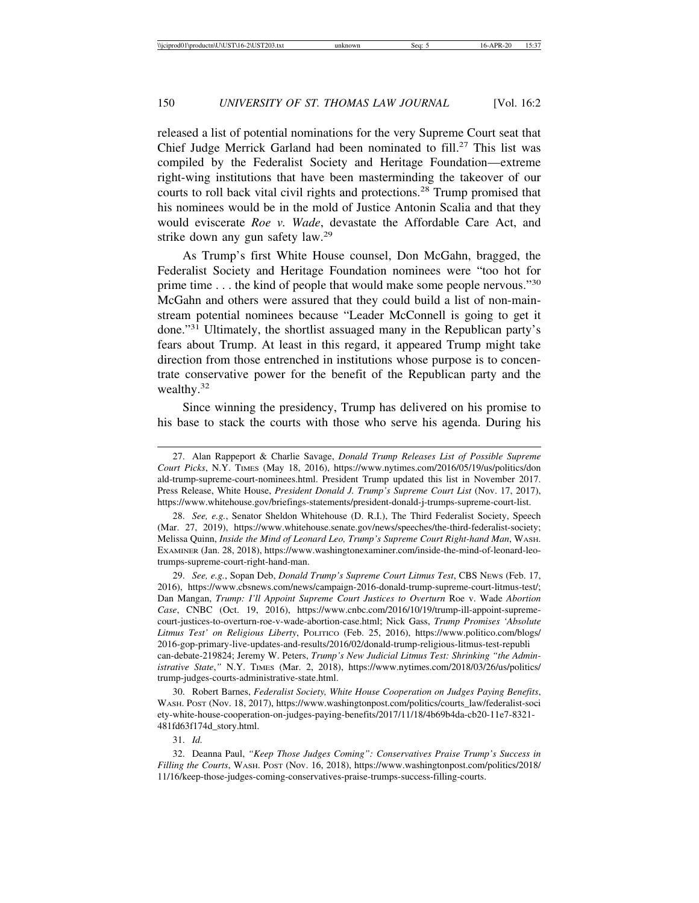released a list of potential nominations for the very Supreme Court seat that Chief Judge Merrick Garland had been nominated to fill.[27] This list was compiled by the Federalist Society and Heritage Foundation—extreme right-wing institutions that have been masterminding the takeover of our courts to roll back vital civil rights and protections.[28] Trump promised that his nominees would be in the mold of Justice Antonin Scalia and that they would eviscerate *Roe v. Wade*, devastate the Affordable Care Act, and strike down any gun safety law.[29]

As Trump's first White House counsel, Don McGahn, bragged, the Federalist Society and Heritage Foundation nominees were "too hot for prime time . . . the kind of people that would make some people nervous."[30] McGahn and others were assured that they could build a list of non-mainstream potential nominees because "Leader McConnell is going to get it done."[31] Ultimately, the shortlist assuaged many in the Republican party's fears about Trump. At least in this regard, it appeared Trump might take direction from those entrenched in institutions whose purpose is to concentrate conservative power for the benefit of the Republican party and the wealthy.[32]

Since winning the presidency, Trump has delivered on his promise to his base to stack the courts with those who serve his agenda. During his

---

27. Alan Rappeport & Charlie Savage, *Donald Trump Releases List of Possible Supreme Court Picks*, N.Y. TIMES (May 18, 2016), https://www.nytimes.com/2016/05/19/us/politics/donald-trump-supreme-court-nominees.html. President Trump updated this list in November 2017. Press Release, White House, *President Donald J. Trump's Supreme Court List* (Nov. 17, 2017), https://www.whitehouse.gov/briefings-statements/president-donald-j-trumps-supreme-court-list.

28. *See, e.g.*, Senator Sheldon Whitehouse (D. R.I.), The Third Federalist Society, Speech (Mar. 27, 2019), https://www.whitehouse.senate.gov/news/speeches/the-third-federalist-society; Melissa Quinn, *Inside the Mind of Leonard Leo, Trump's Supreme Court Right-hand Man*, WASH. EXAMINER (Jan. 28, 2018), https://www.washingtonexaminer.com/inside-the-mind-of-leonard-leo-trumps-supreme-court-right-hand-man.

29. *See, e.g.*, Sopan Deb, *Donald Trump's Supreme Court Litmus Test*, CBS NEWS (Feb. 17, 2016), https://www.cbsnews.com/news/campaign-2016-donald-trump-supreme-court-litmus-test/; Dan Mangan, *Trump: I'll Appoint Supreme Court Justices to Overturn* Roe v. Wade *Abortion Case*, CNBC (Oct. 19, 2016), https://www.cnbc.com/2016/10/19/trump-ill-appoint-supreme-court-justices-to-overturn-roe-v-wade-abortion-case.html; Nick Gass, *Trump Promises 'Absolute Litmus Test' on Religious Liberty*, POLITICO (Feb. 25, 2016), https://www.politico.com/blogs/2016-gop-primary-live-updates-and-results/2016/02/donald-trump-religious-litmus-test-republican-debate-219824; Jeremy W. Peters, *Trump's New Judicial Litmus Test: Shrinking "the Administrative State*,*"* N.Y. TIMES (Mar. 2, 2018), https://www.nytimes.com/2018/03/26/us/politics/trump-judges-courts-administrative-state.html.

30. Robert Barnes, *Federalist Society, White House Cooperation on Judges Paying Benefits*, WASH. POST (Nov. 18, 2017), https://www.washingtonpost.com/politics/courts_law/federalist-society-white-house-cooperation-on-judges-paying-benefits/2017/11/18/4b69b4da-cb20-11e7-8321-481fd63f174d_story.html.

31. *Id.*

32. Deanna Paul, *"Keep Those Judges Coming": Conservatives Praise Trump's Success in Filling the Courts*, WASH. POST (Nov. 16, 2018), https://www.washingtonpost.com/politics/2018/11/16/keep-those-judges-coming-conservatives-praise-trumps-success-filling-courts.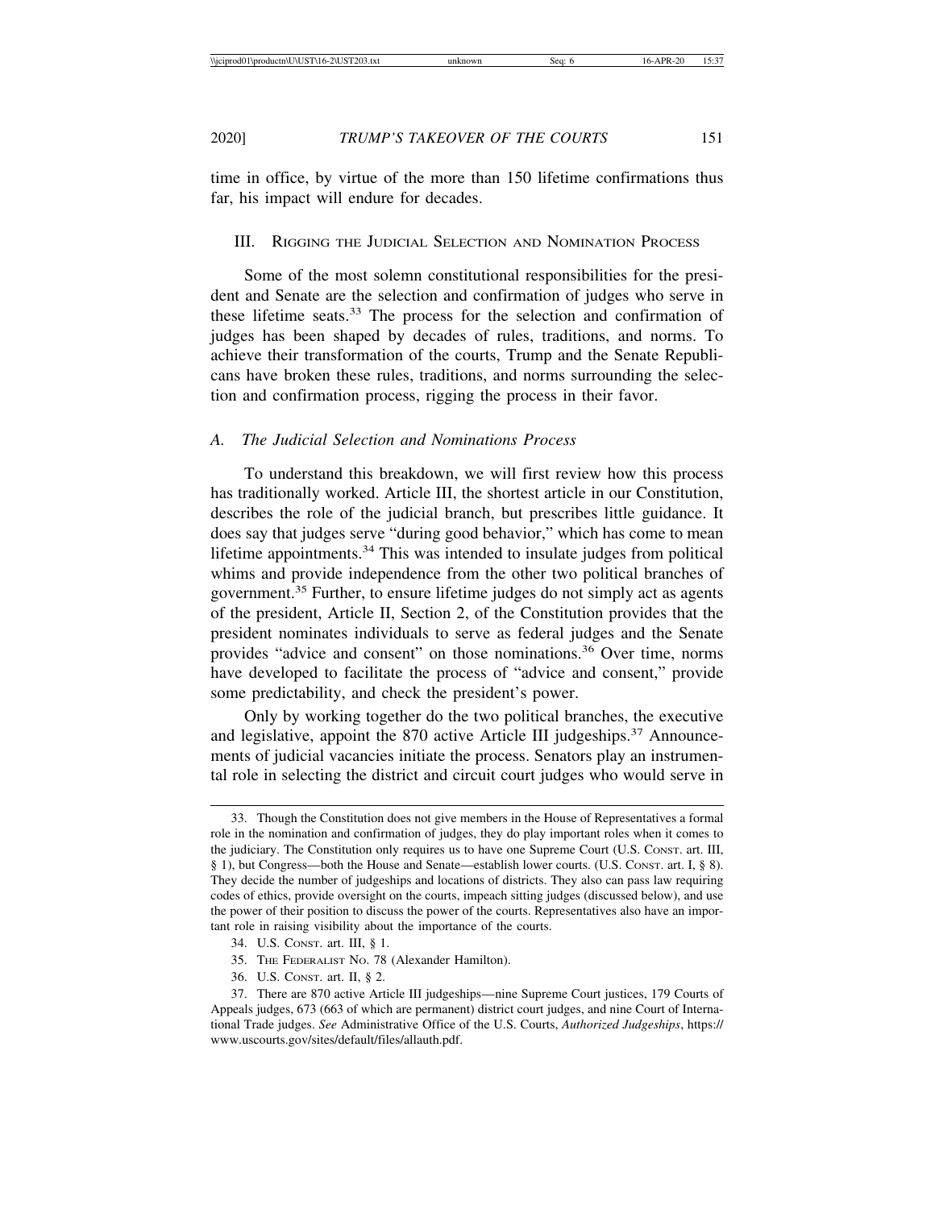time in office, by virtue of the more than 150 lifetime confirmations thus far, his impact will endure for decades.

## III. Rigging the Judicial Selection and Nomination Process

Some of the most solemn constitutional responsibilities for the president and Senate are the selection and confirmation of judges who serve in these lifetime seats.[33] The process for the selection and confirmation of judges has been shaped by decades of rules, traditions, and norms. To achieve their transformation of the courts, Trump and the Senate Republicans have broken these rules, traditions, and norms surrounding the selection and confirmation process, rigging the process in their favor.

### *A. The Judicial Selection and Nominations Process*

To understand this breakdown, we will first review how this process has traditionally worked. Article III, the shortest article in our Constitution, describes the role of the judicial branch, but prescribes little guidance. It does say that judges serve "during good behavior," which has come to mean lifetime appointments.[34] This was intended to insulate judges from political whims and provide independence from the other two political branches of government.[35] Further, to ensure lifetime judges do not simply act as agents of the president, Article II, Section 2, of the Constitution provides that the president nominates individuals to serve as federal judges and the Senate provides "advice and consent" on those nominations.[36] Over time, norms have developed to facilitate the process of "advice and consent," provide some predictability, and check the president's power.

Only by working together do the two political branches, the executive and legislative, appoint the 870 active Article III judgeships.[37] Announcements of judicial vacancies initiate the process. Senators play an instrumental role in selecting the district and circuit court judges who would serve in

---

33. Though the Constitution does not give members in the House of Representatives a formal role in the nomination and confirmation of judges, they do play important roles when it comes to the judiciary. The Constitution only requires us to have one Supreme Court (U.S. Const. art. III, § 1), but Congress—both the House and Senate—establish lower courts. (U.S. Const. art. I, § 8). They decide the number of judgeships and locations of districts. They also can pass law requiring codes of ethics, provide oversight on the courts, impeach sitting judges (discussed below), and use the power of their position to discuss the power of the courts. Representatives also have an important role in raising visibility about the importance of the courts.

34. U.S. Const. art. III, § 1.

35. The Federalist No. 78 (Alexander Hamilton).

36. U.S. Const. art. II, § 2.

37. There are 870 active Article III judgeships—nine Supreme Court justices, 179 Courts of Appeals judges, 673 (663 of which are permanent) district court judges, and nine Court of International Trade judges. *See* Administrative Office of the U.S. Courts, *Authorized Judgeships*, https://www.uscourts.gov/sites/default/files/allauth.pdf.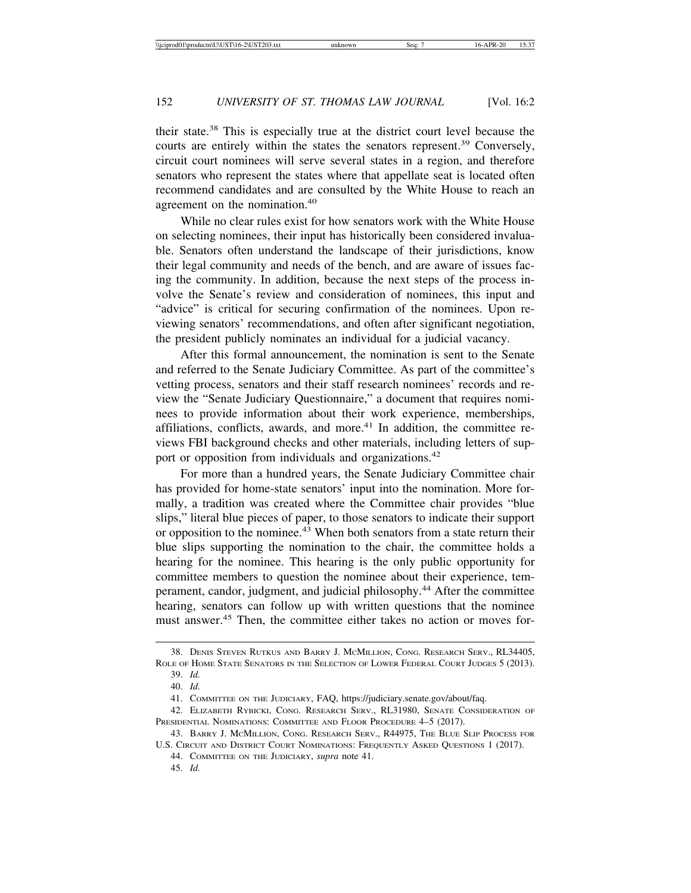their state.[38] This is especially true at the district court level because the courts are entirely within the states the senators represent.[39] Conversely, circuit court nominees will serve several states in a region, and therefore senators who represent the states where that appellate seat is located often recommend candidates and are consulted by the White House to reach an agreement on the nomination.[40]

While no clear rules exist for how senators work with the White House on selecting nominees, their input has historically been considered invaluable. Senators often understand the landscape of their jurisdictions, know their legal community and needs of the bench, and are aware of issues facing the community. In addition, because the next steps of the process involve the Senate's review and consideration of nominees, this input and "advice" is critical for securing confirmation of the nominees. Upon reviewing senators' recommendations, and often after significant negotiation, the president publicly nominates an individual for a judicial vacancy.

After this formal announcement, the nomination is sent to the Senate and referred to the Senate Judiciary Committee. As part of the committee's vetting process, senators and their staff research nominees' records and review the "Senate Judiciary Questionnaire," a document that requires nominees to provide information about their work experience, memberships, affiliations, conflicts, awards, and more.[41] In addition, the committee reviews FBI background checks and other materials, including letters of support or opposition from individuals and organizations.[42]

For more than a hundred years, the Senate Judiciary Committee chair has provided for home-state senators' input into the nomination. More formally, a tradition was created where the Committee chair provides "blue slips," literal blue pieces of paper, to those senators to indicate their support or opposition to the nominee.[43] When both senators from a state return their blue slips supporting the nomination to the chair, the committee holds a hearing for the nominee. This hearing is the only public opportunity for committee members to question the nominee about their experience, temperament, candor, judgment, and judicial philosophy.[44] After the committee hearing, senators can follow up with written questions that the nominee must answer.[45] Then, the committee either takes no action or moves for-

---

38. Denis Steven Rutkus and Barry J. McMillion, Cong. Research Serv., RL34405, Role of Home State Senators in the Selection of Lower Federal Court Judges 5 (2013).

39. *Id.*

40. *Id.*

41. Committee on the Judiciary, FAQ, https://judiciary.senate.gov/about/faq.

42. Elizabeth Rybicki, Cong. Research Serv., RL31980, Senate Consideration of Presidential Nominations: Committee and Floor Procedure 4–5 (2017).

43. Barry J. McMillion, Cong. Research Serv., R44975, The Blue Slip Process for U.S. Circuit and District Court Nominations: Frequently Asked Questions 1 (2017).

44. Committee on the Judiciary, *supra* note 41.

45. *Id.*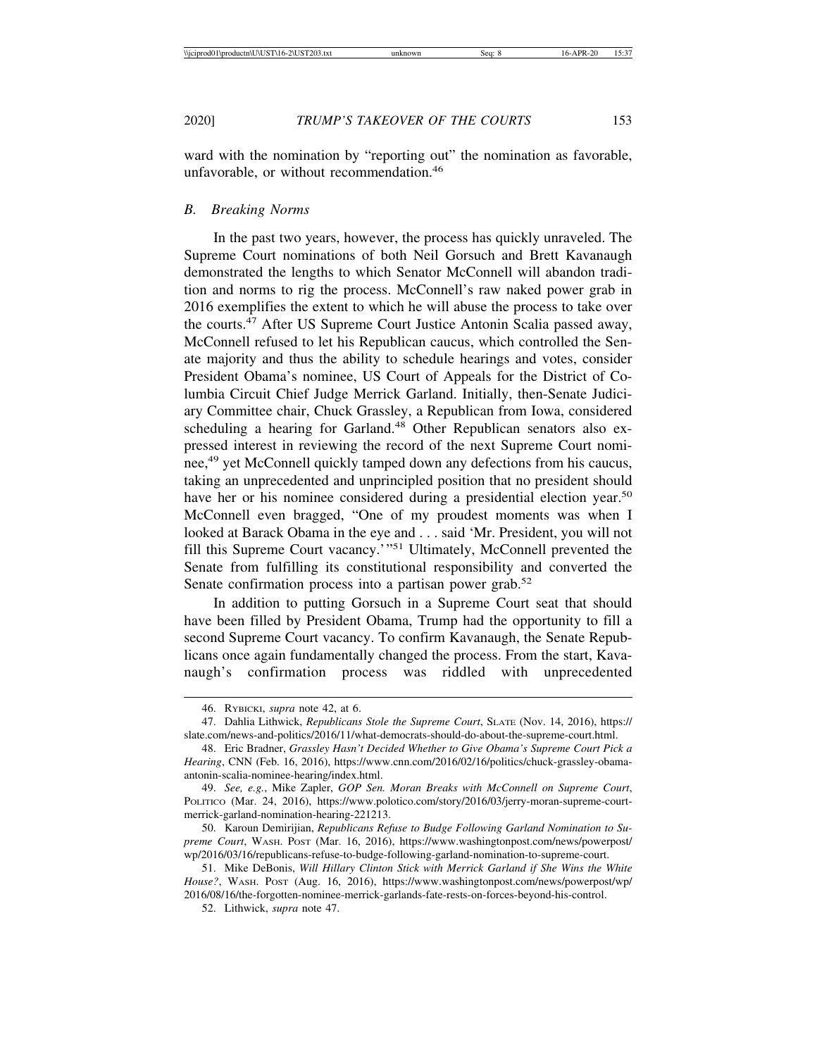ward with the nomination by "reporting out" the nomination as favorable, unfavorable, or without recommendation.[46]

### *B. Breaking Norms*

In the past two years, however, the process has quickly unraveled. The Supreme Court nominations of both Neil Gorsuch and Brett Kavanaugh demonstrated the lengths to which Senator McConnell will abandon tradition and norms to rig the process. McConnell's raw naked power grab in 2016 exemplifies the extent to which he will abuse the process to take over the courts.[47] After US Supreme Court Justice Antonin Scalia passed away, McConnell refused to let his Republican caucus, which controlled the Senate majority and thus the ability to schedule hearings and votes, consider President Obama's nominee, US Court of Appeals for the District of Columbia Circuit Chief Judge Merrick Garland. Initially, then-Senate Judiciary Committee chair, Chuck Grassley, a Republican from Iowa, considered scheduling a hearing for Garland.[48] Other Republican senators also expressed interest in reviewing the record of the next Supreme Court nominee,[49] yet McConnell quickly tamped down any defections from his caucus, taking an unprecedented and unprincipled position that no president should have her or his nominee considered during a presidential election year.[50] McConnell even bragged, "One of my proudest moments was when I looked at Barack Obama in the eye and . . . said 'Mr. President, you will not fill this Supreme Court vacancy.' "[51] Ultimately, McConnell prevented the Senate from fulfilling its constitutional responsibility and converted the Senate confirmation process into a partisan power grab.[52]

In addition to putting Gorsuch in a Supreme Court seat that should have been filled by President Obama, Trump had the opportunity to fill a second Supreme Court vacancy. To confirm Kavanaugh, the Senate Republicans once again fundamentally changed the process. From the start, Kavanaugh's confirmation process was riddled with unprecedented

---

46. RYBICKI, *supra* note 42, at 6.

47. Dahlia Lithwick, *Republicans Stole the Supreme Court*, SLATE (Nov. 14, 2016), https://slate.com/news-and-politics/2016/11/what-democrats-should-do-about-the-supreme-court.html.

48. Eric Bradner, *Grassley Hasn't Decided Whether to Give Obama's Supreme Court Pick a Hearing*, CNN (Feb. 16, 2016), https://www.cnn.com/2016/02/16/politics/chuck-grassley-obama-antonin-scalia-nominee-hearing/index.html.

49. *See, e.g.*, Mike Zapler, *GOP Sen. Moran Breaks with McConnell on Supreme Court*, POLITICO (Mar. 24, 2016), https://www.polotico.com/story/2016/03/jerry-moran-supreme-court-merrick-garland-nomination-hearing-221213.

50. Karoun Demirijian, *Republicans Refuse to Budge Following Garland Nomination to Supreme Court*, WASH. POST (Mar. 16, 2016), https://www.washingtonpost.com/news/powerpost/wp/2016/03/16/republicans-refuse-to-budge-following-garland-nomination-to-supreme-court.

51. Mike DeBonis, *Will Hillary Clinton Stick with Merrick Garland if She Wins the White House?*, WASH. POST (Aug. 16, 2016), https://www.washingtonpost.com/news/powerpost/wp/2016/08/16/the-forgotten-nominee-merrick-garlands-fate-rests-on-forces-beyond-his-control.

52. Lithwick, *supra* note 47.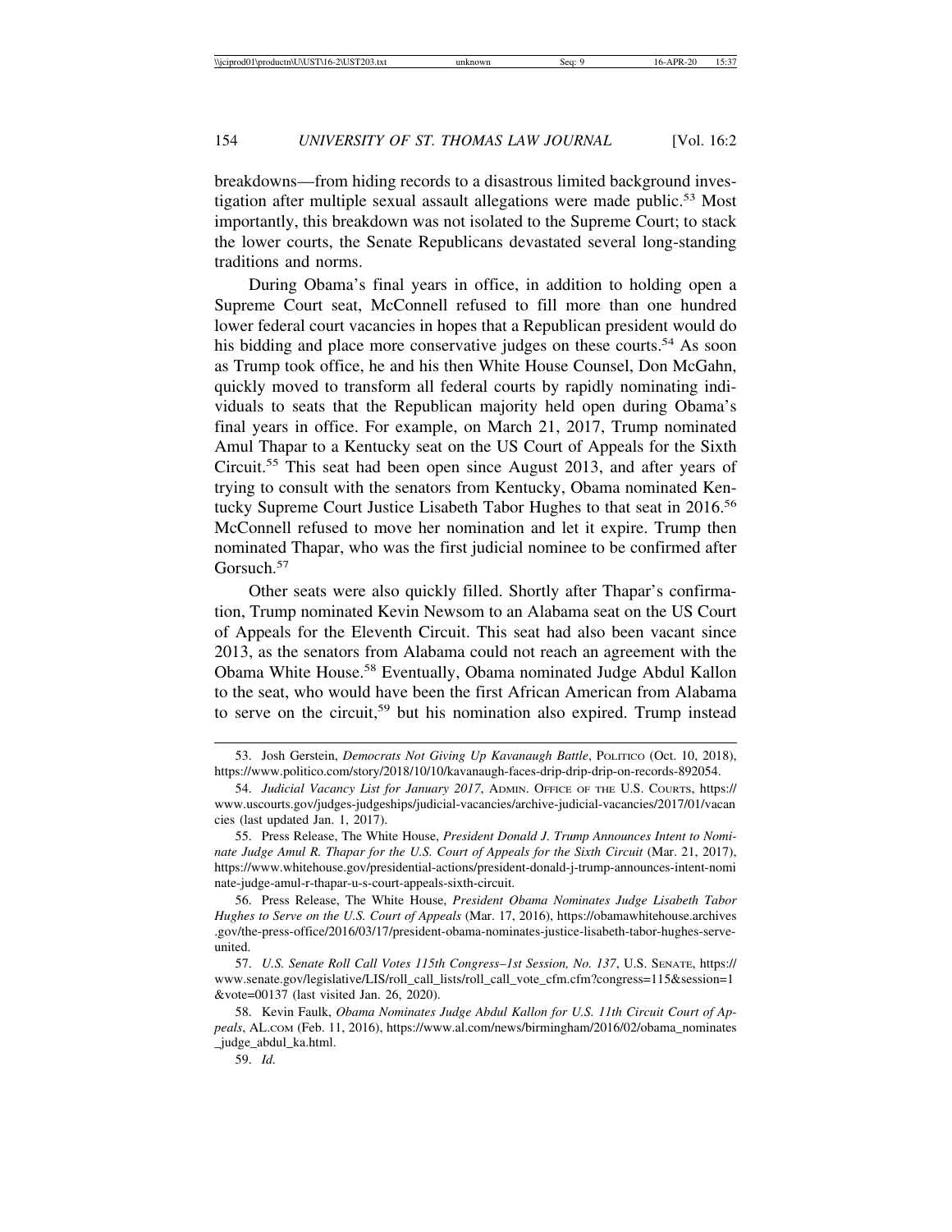breakdowns—from hiding records to a disastrous limited background investigation after multiple sexual assault allegations were made public.[53] Most importantly, this breakdown was not isolated to the Supreme Court; to stack the lower courts, the Senate Republicans devastated several long-standing traditions and norms.

During Obama's final years in office, in addition to holding open a Supreme Court seat, McConnell refused to fill more than one hundred lower federal court vacancies in hopes that a Republican president would do his bidding and place more conservative judges on these courts.[54] As soon as Trump took office, he and his then White House Counsel, Don McGahn, quickly moved to transform all federal courts by rapidly nominating individuals to seats that the Republican majority held open during Obama's final years in office. For example, on March 21, 2017, Trump nominated Amul Thapar to a Kentucky seat on the US Court of Appeals for the Sixth Circuit.[55] This seat had been open since August 2013, and after years of trying to consult with the senators from Kentucky, Obama nominated Kentucky Supreme Court Justice Lisabeth Tabor Hughes to that seat in 2016.[56] McConnell refused to move her nomination and let it expire. Trump then nominated Thapar, who was the first judicial nominee to be confirmed after Gorsuch.[57]

Other seats were also quickly filled. Shortly after Thapar's confirmation, Trump nominated Kevin Newsom to an Alabama seat on the US Court of Appeals for the Eleventh Circuit. This seat had also been vacant since 2013, as the senators from Alabama could not reach an agreement with the Obama White House.[58] Eventually, Obama nominated Judge Abdul Kallon to the seat, who would have been the first African American from Alabama to serve on the circuit,[59] but his nomination also expired. Trump instead

53. Josh Gerstein, *Democrats Not Giving Up Kavanaugh Battle*, POLITICO (Oct. 10, 2018), https://www.politico.com/story/2018/10/10/kavanaugh-faces-drip-drip-drip-on-records-892054.

54. *Judicial Vacancy List for January 2017*, ADMIN. OFFICE OF THE U.S. COURTS, https://www.uscourts.gov/judges-judgeships/judicial-vacancies/archive-judicial-vacancies/2017/01/vacancies (last updated Jan. 1, 2017).

55. Press Release, The White House, *President Donald J. Trump Announces Intent to Nominate Judge Amul R. Thapar for the U.S. Court of Appeals for the Sixth Circuit* (Mar. 21, 2017), https://www.whitehouse.gov/presidential-actions/president-donald-j-trump-announces-intent-nominate-judge-amul-r-thapar-u-s-court-appeals-sixth-circuit.

56. Press Release, The White House, *President Obama Nominates Judge Lisabeth Tabor Hughes to Serve on the U.S. Court of Appeals* (Mar. 17, 2016), https://obamawhitehouse.archives.gov/the-press-office/2016/03/17/president-obama-nominates-justice-lisabeth-tabor-hughes-serve-united.

57. *U.S. Senate Roll Call Votes 115th Congress–1st Session, No. 137*, U.S. SENATE, https://www.senate.gov/legislative/LIS/roll_call_lists/roll_call_vote_cfm.cfm?congress=115&session=1&vote=00137 (last visited Jan. 26, 2020).

58. Kevin Faulk, *Obama Nominates Judge Abdul Kallon for U.S. 11th Circuit Court of Appeals*, AL.COM (Feb. 11, 2016), https://www.al.com/news/birmingham/2016/02/obama_nominates_judge_abdul_ka.html.

59. *Id.*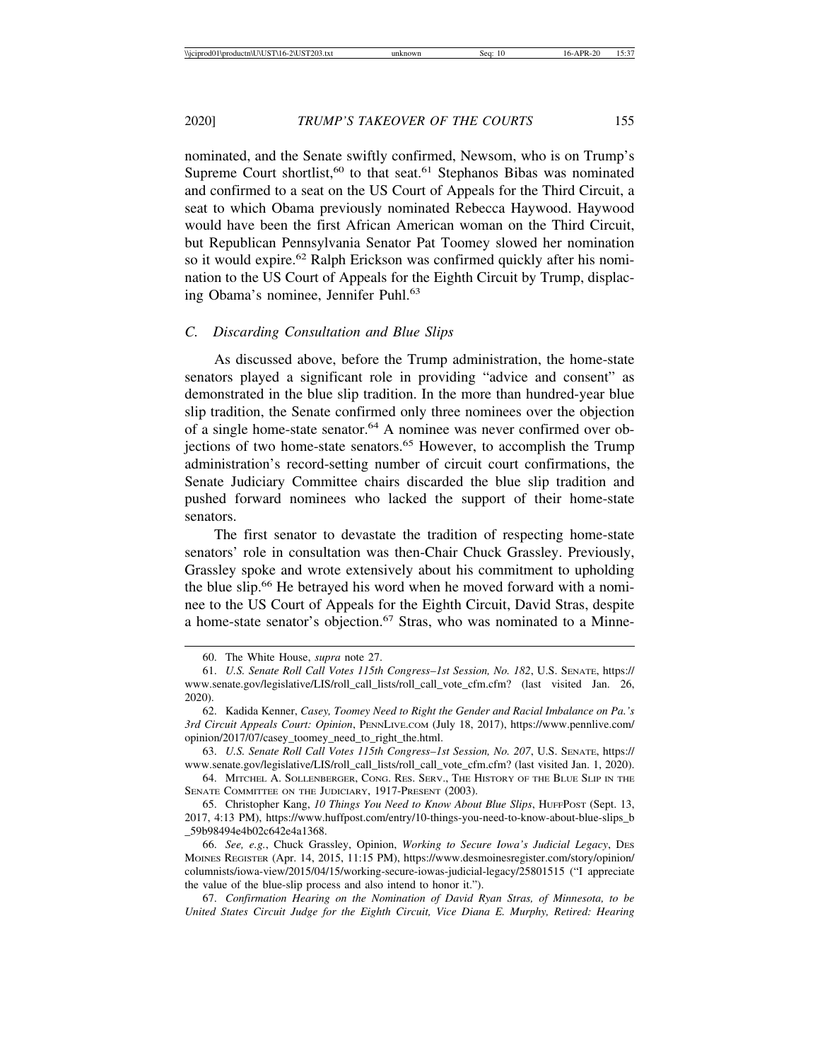nominated, and the Senate swiftly confirmed, Newsom, who is on Trump's Supreme Court shortlist,[60] to that seat.[61] Stephanos Bibas was nominated and confirmed to a seat on the US Court of Appeals for the Third Circuit, a seat to which Obama previously nominated Rebecca Haywood. Haywood would have been the first African American woman on the Third Circuit, but Republican Pennsylvania Senator Pat Toomey slowed her nomination so it would expire.[62] Ralph Erickson was confirmed quickly after his nomination to the US Court of Appeals for the Eighth Circuit by Trump, displacing Obama's nominee, Jennifer Puhl.[63]

### C. Discarding Consultation and Blue Slips

As discussed above, before the Trump administration, the home-state senators played a significant role in providing "advice and consent" as demonstrated in the blue slip tradition. In the more than hundred-year blue slip tradition, the Senate confirmed only three nominees over the objection of a single home-state senator.[64] A nominee was never confirmed over objections of two home-state senators.[65] However, to accomplish the Trump administration's record-setting number of circuit court confirmations, the Senate Judiciary Committee chairs discarded the blue slip tradition and pushed forward nominees who lacked the support of their home-state senators.

The first senator to devastate the tradition of respecting home-state senators' role in consultation was then-Chair Chuck Grassley. Previously, Grassley spoke and wrote extensively about his commitment to upholding the blue slip.[66] He betrayed his word when he moved forward with a nominee to the US Court of Appeals for the Eighth Circuit, David Stras, despite a home-state senator's objection.[67] Stras, who was nominated to a Minne-

---

60. The White House, *supra* note 27.

61. *U.S. Senate Roll Call Votes 115th Congress–1st Session, No. 182*, U.S. SENATE, https://www.senate.gov/legislative/LIS/roll_call_lists/roll_call_vote_cfm.cfm? (last visited Jan. 26, 2020).

62. Kadida Kenner, *Casey, Toomey Need to Right the Gender and Racial Imbalance on Pa.'s 3rd Circuit Appeals Court: Opinion*, PENNLIVE.COM (July 18, 2017), https://www.pennlive.com/opinion/2017/07/casey_toomey_need_to_right_the.html.

63. *U.S. Senate Roll Call Votes 115th Congress–1st Session, No. 207*, U.S. SENATE, https://www.senate.gov/legislative/LIS/roll_call_lists/roll_call_vote_cfm.cfm? (last visited Jan. 1, 2020).

64. MITCHEL A. SOLLENBERGER, CONG. RES. SERV., THE HISTORY OF THE BLUE SLIP IN THE SENATE COMMITTEE ON THE JUDICIARY, 1917-PRESENT (2003).

65. Christopher Kang, *10 Things You Need to Know About Blue Slips*, HUFFPOST (Sept. 13, 2017, 4:13 PM), https://www.huffpost.com/entry/10-things-you-need-to-know-about-blue-slips_b_59b98494e4b02c642e4a1368.

66. *See, e.g.*, Chuck Grassley, Opinion, *Working to Secure Iowa's Judicial Legacy*, DES MOINES REGISTER (Apr. 14, 2015, 11:15 PM), https://www.desmoinesregister.com/story/opinion/columnists/iowa-view/2015/04/15/working-secure-iowas-judicial-legacy/25801515 ("I appreciate the value of the blue-slip process and also intend to honor it.").

67. *Confirmation Hearing on the Nomination of David Ryan Stras, of Minnesota, to be United States Circuit Judge for the Eighth Circuit, Vice Diana E. Murphy, Retired: Hearing*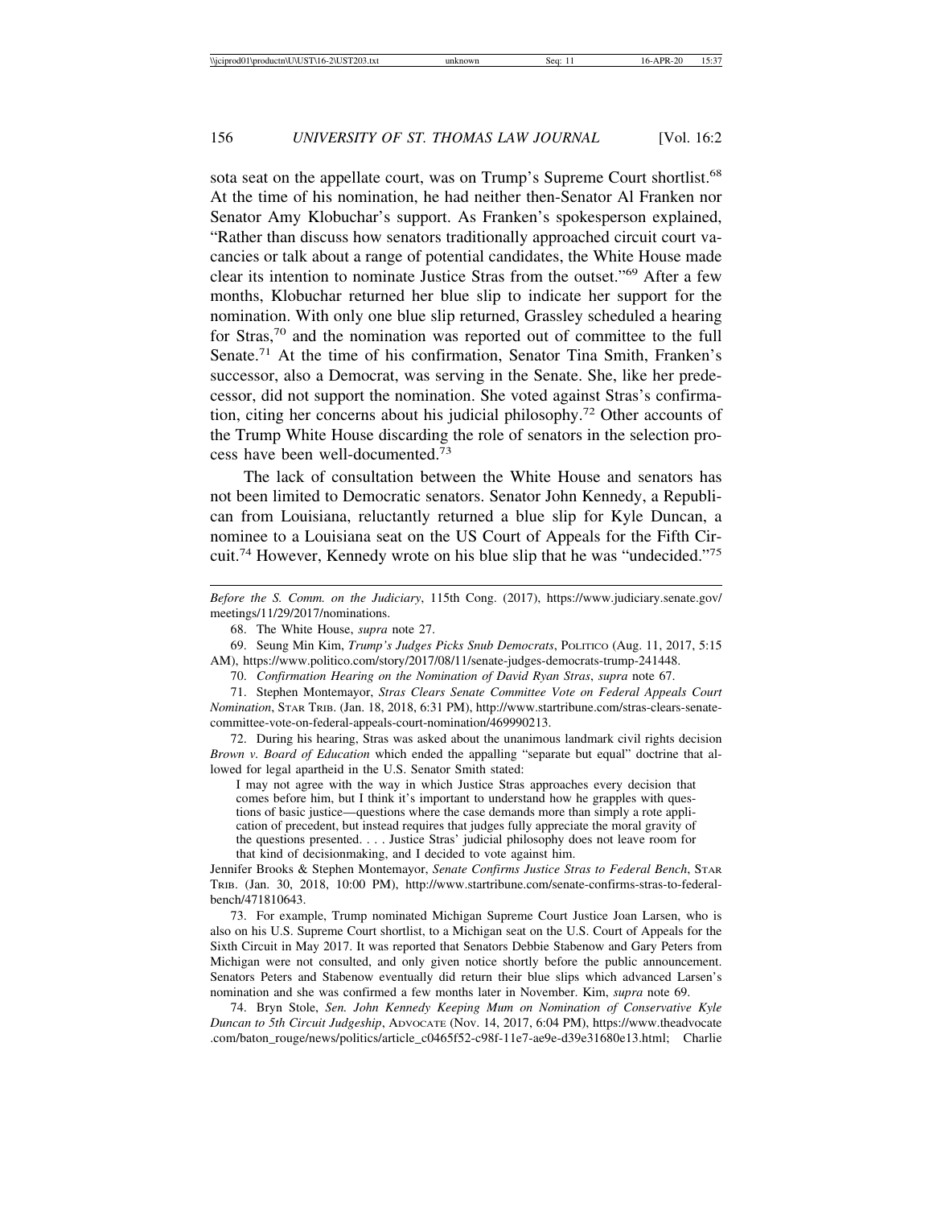sota seat on the appellate court, was on Trump's Supreme Court shortlist.[68] At the time of his nomination, he had neither then-Senator Al Franken nor Senator Amy Klobuchar's support. As Franken's spokesperson explained, "Rather than discuss how senators traditionally approached circuit court vacancies or talk about a range of potential candidates, the White House made clear its intention to nominate Justice Stras from the outset."[69] After a few months, Klobuchar returned her blue slip to indicate her support for the nomination. With only one blue slip returned, Grassley scheduled a hearing for Stras,[70] and the nomination was reported out of committee to the full Senate.[71] At the time of his confirmation, Senator Tina Smith, Franken's successor, also a Democrat, was serving in the Senate. She, like her predecessor, did not support the nomination. She voted against Stras's confirmation, citing her concerns about his judicial philosophy.[72] Other accounts of the Trump White House discarding the role of senators in the selection process have been well-documented.[73]

The lack of consultation between the White House and senators has not been limited to Democratic senators. Senator John Kennedy, a Republican from Louisiana, reluctantly returned a blue slip for Kyle Duncan, a nominee to a Louisiana seat on the US Court of Appeals for the Fifth Circuit.[74] However, Kennedy wrote on his blue slip that he was "undecided."[75]

---

*Before the S. Comm. on the Judiciary*, 115th Cong. (2017), https://www.judiciary.senate.gov/meetings/11/29/2017/nominations.

68. The White House, *supra* note 27.

69. Seung Min Kim, *Trump's Judges Picks Snub Democrats*, POLITICO (Aug. 11, 2017, 5:15 AM), https://www.politico.com/story/2017/08/11/senate-judges-democrats-trump-241448.

70. *Confirmation Hearing on the Nomination of David Ryan Stras*, *supra* note 67.

71. Stephen Montemayor, *Stras Clears Senate Committee Vote on Federal Appeals Court Nomination*, STAR TRIB. (Jan. 18, 2018, 6:31 PM), http://www.startribune.com/stras-clears-senate-committee-vote-on-federal-appeals-court-nomination/469990213.

72. During his hearing, Stras was asked about the unanimous landmark civil rights decision *Brown v. Board of Education* which ended the appalling "separate but equal" doctrine that allowed for legal apartheid in the U.S. Senator Smith stated:

> I may not agree with the way in which Justice Stras approaches every decision that comes before him, but I think it's important to understand how he grapples with questions of basic justice—questions where the case demands more than simply a rote application of precedent, but instead requires that judges fully appreciate the moral gravity of the questions presented. . . . Justice Stras' judicial philosophy does not leave room for that kind of decisionmaking, and I decided to vote against him.

Jennifer Brooks & Stephen Montemayor, *Senate Confirms Justice Stras to Federal Bench*, STAR TRIB. (Jan. 30, 2018, 10:00 PM), http://www.startribune.com/senate-confirms-stras-to-federal-bench/471810643.

73. For example, Trump nominated Michigan Supreme Court Justice Joan Larsen, who is also on his U.S. Supreme Court shortlist, to a Michigan seat on the U.S. Court of Appeals for the Sixth Circuit in May 2017. It was reported that Senators Debbie Stabenow and Gary Peters from Michigan were not consulted, and only given notice shortly before the public announcement. Senators Peters and Stabenow eventually did return their blue slips which advanced Larsen's nomination and she was confirmed a few months later in November. Kim, *supra* note 69.

74. Bryn Stole, *Sen. John Kennedy Keeping Mum on Nomination of Conservative Kyle Duncan to 5th Circuit Judgeship*, ADVOCATE (Nov. 14, 2017, 6:04 PM), https://www.theadvocate.com/baton_rouge/news/politics/article_c0465f52-c98f-11e7-ae9e-d39e31680e13.html; Charlie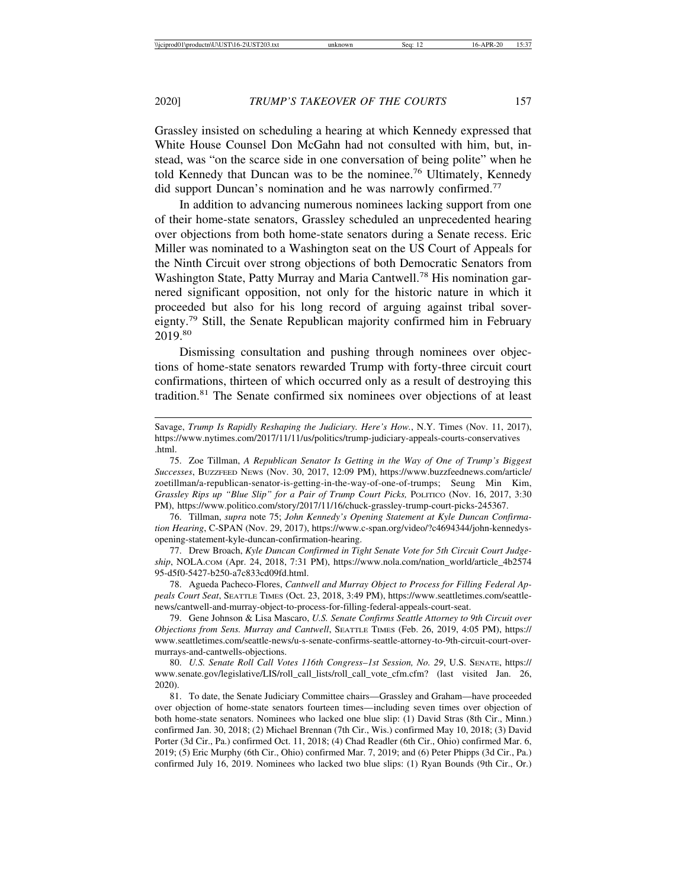Grassley insisted on scheduling a hearing at which Kennedy expressed that White House Counsel Don McGahn had not consulted with him, but, instead, was "on the scarce side in one conversation of being polite" when he told Kennedy that Duncan was to be the nominee.[76] Ultimately, Kennedy did support Duncan's nomination and he was narrowly confirmed.[77]

In addition to advancing numerous nominees lacking support from one of their home-state senators, Grassley scheduled an unprecedented hearing over objections from both home-state senators during a Senate recess. Eric Miller was nominated to a Washington seat on the US Court of Appeals for the Ninth Circuit over strong objections of both Democratic Senators from Washington State, Patty Murray and Maria Cantwell.[78] His nomination garnered significant opposition, not only for the historic nature in which it proceeded but also for his long record of arguing against tribal sovereignty.[79] Still, the Senate Republican majority confirmed him in February 2019.[80]

Dismissing consultation and pushing through nominees over objections of home-state senators rewarded Trump with forty-three circuit court confirmations, thirteen of which occurred only as a result of destroying this tradition.[81] The Senate confirmed six nominees over objections of at least

---

Savage, *Trump Is Rapidly Reshaping the Judiciary. Here's How.*, N.Y. Times (Nov. 11, 2017), https://www.nytimes.com/2017/11/11/us/politics/trump-judiciary-appeals-courts-conservatives .html.

75. Zoe Tillman, *A Republican Senator Is Getting in the Way of One of Trump's Biggest Successes*, BUZZFEED NEWS (Nov. 30, 2017, 12:09 PM), https://www.buzzfeednews.com/article/zoetillman/a-republican-senator-is-getting-in-the-way-of-one-of-trumps; Seung Min Kim, *Grassley Rips up "Blue Slip" for a Pair of Trump Court Picks,* POLITICO (Nov. 16, 2017, 3:30 PM), https://www.politico.com/story/2017/11/16/chuck-grassley-trump-court-picks-245367.

76. Tillman, *supra* note 75; *John Kennedy's Opening Statement at Kyle Duncan Confirmation Hearing*, C-SPAN (Nov. 29, 2017), https://www.c-span.org/video/?c4694344/john-kennedys-opening-statement-kyle-duncan-confirmation-hearing.

77. Drew Broach, *Kyle Duncan Confirmed in Tight Senate Vote for 5th Circuit Court Judgeship*, NOLA.COM (Apr. 24, 2018, 7:31 PM), https://www.nola.com/nation_world/article_4b257495-d5f0-5427-b250-a7c833cd09fd.html.

78. Agueda Pacheco-Flores, *Cantwell and Murray Object to Process for Filling Federal Appeals Court Seat*, SEATTLE TIMES (Oct. 23, 2018, 3:49 PM), https://www.seattletimes.com/seattle-news/cantwell-and-murray-object-to-process-for-filling-federal-appeals-court-seat.

79. Gene Johnson & Lisa Mascaro, *U.S. Senate Confirms Seattle Attorney to 9th Circuit over Objections from Sens. Murray and Cantwell*, SEATTLE TIMES (Feb. 26, 2019, 4:05 PM), https://www.seattletimes.com/seattle-news/u-s-senate-confirms-seattle-attorney-to-9th-circuit-court-over-murrays-and-cantwells-objections.

80. *U.S. Senate Roll Call Votes 116th Congress–1st Session, No. 29*, U.S. SENATE, https://www.senate.gov/legislative/LIS/roll_call_lists/roll_call_vote_cfm.cfm? (last visited Jan. 26, 2020).

81. To date, the Senate Judiciary Committee chairs—Grassley and Graham—have proceeded over objection of home-state senators fourteen times—including seven times over objection of both home-state senators. Nominees who lacked one blue slip: (1) David Stras (8th Cir., Minn.) confirmed Jan. 30, 2018; (2) Michael Brennan (7th Cir., Wis.) confirmed May 10, 2018; (3) David Porter (3d Cir., Pa.) confirmed Oct. 11, 2018; (4) Chad Readler (6th Cir., Ohio) confirmed Mar. 6, 2019; (5) Eric Murphy (6th Cir., Ohio) confirmed Mar. 7, 2019; and (6) Peter Phipps (3d Cir., Pa.) confirmed July 16, 2019. Nominees who lacked two blue slips: (1) Ryan Bounds (9th Cir., Or.)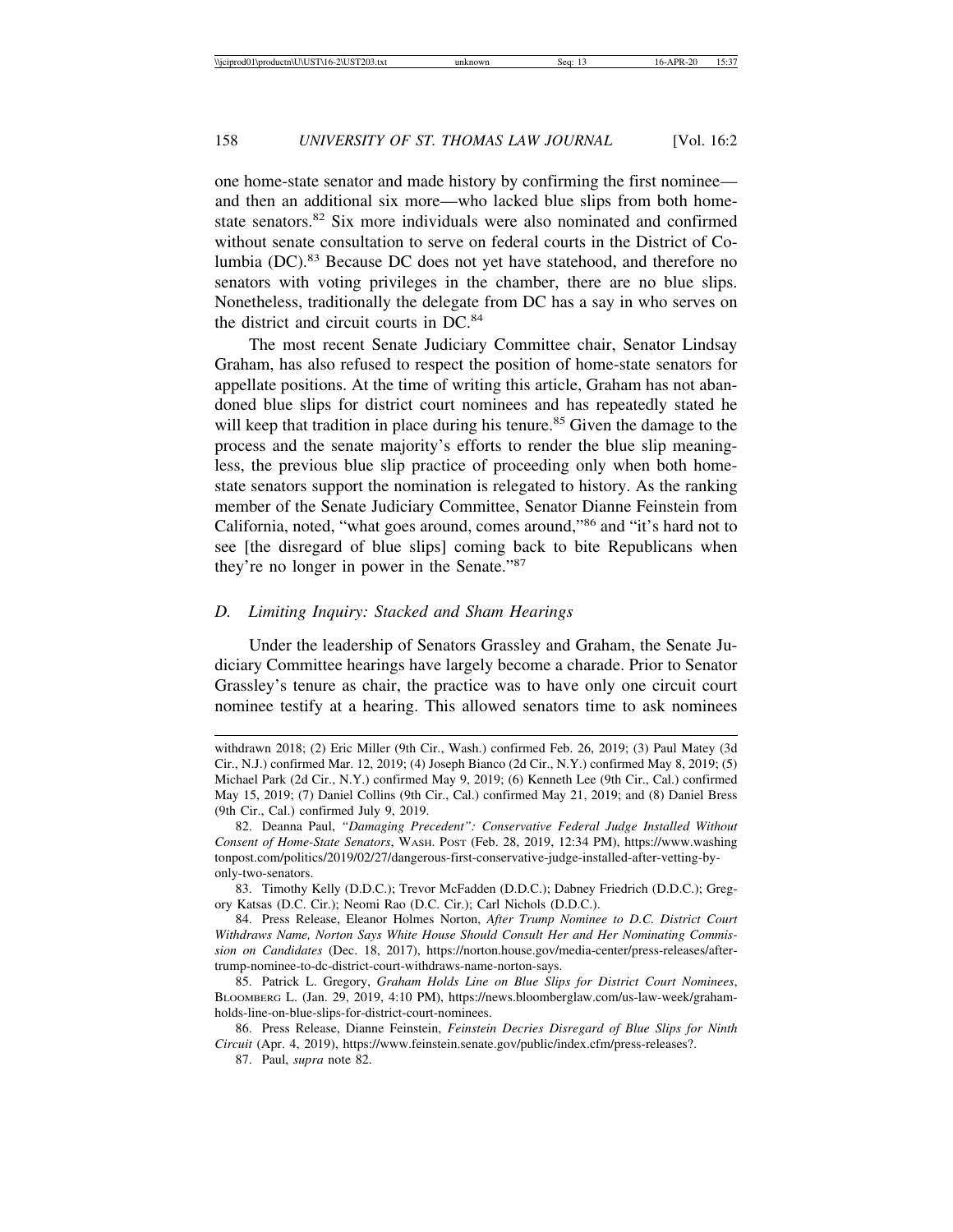one home-state senator and made history by confirming the first nominee—and then an additional six more—who lacked blue slips from both home-state senators.[82] Six more individuals were also nominated and confirmed without senate consultation to serve on federal courts in the District of Columbia (DC).[83] Because DC does not yet have statehood, and therefore no senators with voting privileges in the chamber, there are no blue slips. Nonetheless, traditionally the delegate from DC has a say in who serves on the district and circuit courts in DC.[84]

The most recent Senate Judiciary Committee chair, Senator Lindsay Graham, has also refused to respect the position of home-state senators for appellate positions. At the time of writing this article, Graham has not abandoned blue slips for district court nominees and has repeatedly stated he will keep that tradition in place during his tenure.[85] Given the damage to the process and the senate majority's efforts to render the blue slip meaningless, the previous blue slip practice of proceeding only when both home-state senators support the nomination is relegated to history. As the ranking member of the Senate Judiciary Committee, Senator Dianne Feinstein from California, noted, "what goes around, comes around,"[86] and "it's hard not to see [the disregard of blue slips] coming back to bite Republicans when they're no longer in power in the Senate."[87]

### *D. Limiting Inquiry: Stacked and Sham Hearings*

Under the leadership of Senators Grassley and Graham, the Senate Judiciary Committee hearings have largely become a charade. Prior to Senator Grassley's tenure as chair, the practice was to have only one circuit court nominee testify at a hearing. This allowed senators time to ask nominees

---

withdrawn 2018; (2) Eric Miller (9th Cir., Wash.) confirmed Feb. 26, 2019; (3) Paul Matey (3d Cir., N.J.) confirmed Mar. 12, 2019; (4) Joseph Bianco (2d Cir., N.Y.) confirmed May 8, 2019; (5) Michael Park (2d Cir., N.Y.) confirmed May 9, 2019; (6) Kenneth Lee (9th Cir., Cal.) confirmed May 15, 2019; (7) Daniel Collins (9th Cir., Cal.) confirmed May 21, 2019; and (8) Daniel Bress (9th Cir., Cal.) confirmed July 9, 2019.

82. Deanna Paul, *"Damaging Precedent": Conservative Federal Judge Installed Without Consent of Home-State Senators*, WASH. POST (Feb. 28, 2019, 12:34 PM), https://www.washingtonpost.com/politics/2019/02/27/dangerous-first-conservative-judge-installed-after-vetting-by-only-two-senators.

83. Timothy Kelly (D.D.C.); Trevor McFadden (D.D.C.); Dabney Friedrich (D.D.C.); Gregory Katsas (D.C. Cir.); Neomi Rao (D.C. Cir.); Carl Nichols (D.D.C.).

84. Press Release, Eleanor Holmes Norton, *After Trump Nominee to D.C. District Court Withdraws Name, Norton Says White House Should Consult Her and Her Nominating Commission on Candidates* (Dec. 18, 2017), https://norton.house.gov/media-center/press-releases/after-trump-nominee-to-dc-district-court-withdraws-name-norton-says.

85. Patrick L. Gregory, *Graham Holds Line on Blue Slips for District Court Nominees*, BLOOMBERG L. (Jan. 29, 2019, 4:10 PM), https://news.bloomberglaw.com/us-law-week/graham-holds-line-on-blue-slips-for-district-court-nominees.

86. Press Release, Dianne Feinstein, *Feinstein Decries Disregard of Blue Slips for Ninth Circuit* (Apr. 4, 2019), https://www.feinstein.senate.gov/public/index.cfm/press-releases?.

87. Paul, *supra* note 82.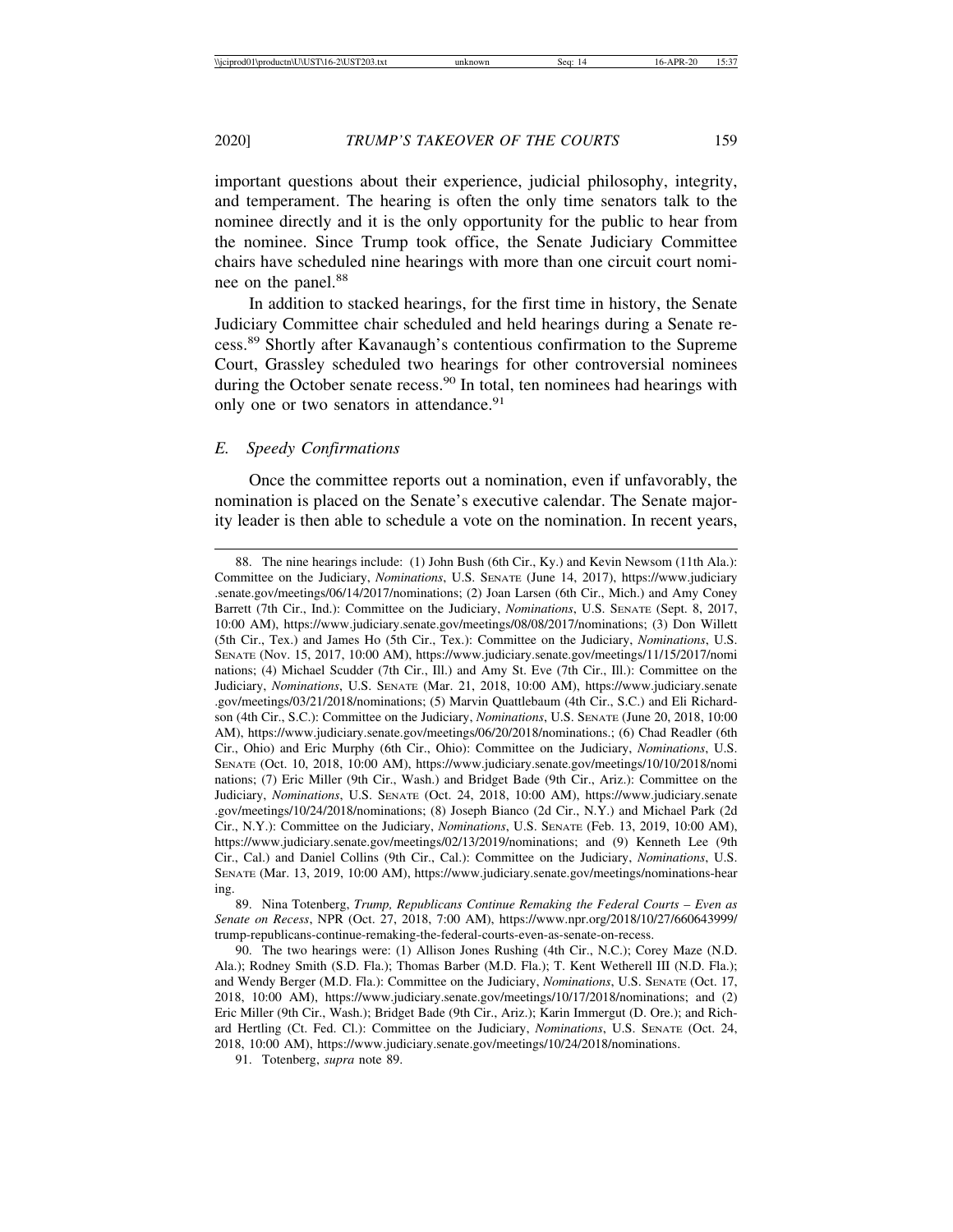important questions about their experience, judicial philosophy, integrity, and temperament. The hearing is often the only time senators talk to the nominee directly and it is the only opportunity for the public to hear from the nominee. Since Trump took office, the Senate Judiciary Committee chairs have scheduled nine hearings with more than one circuit court nominee on the panel.[88]

In addition to stacked hearings, for the first time in history, the Senate Judiciary Committee chair scheduled and held hearings during a Senate recess.[89] Shortly after Kavanaugh's contentious confirmation to the Supreme Court, Grassley scheduled two hearings for other controversial nominees during the October senate recess.[90] In total, ten nominees had hearings with only one or two senators in attendance.[91]

### *E. Speedy Confirmations*

Once the committee reports out a nomination, even if unfavorably, the nomination is placed on the Senate's executive calendar. The Senate majority leader is then able to schedule a vote on the nomination. In recent years,

---

88. The nine hearings include: (1) John Bush (6th Cir., Ky.) and Kevin Newsom (11th Ala.): Committee on the Judiciary, *Nominations*, U.S. SENATE (June 14, 2017), https://www.judiciary.senate.gov/meetings/06/14/2017/nominations; (2) Joan Larsen (6th Cir., Mich.) and Amy Coney Barrett (7th Cir., Ind.): Committee on the Judiciary, *Nominations*, U.S. SENATE (Sept. 8, 2017, 10:00 AM), https://www.judiciary.senate.gov/meetings/08/08/2017/nominations; (3) Don Willett (5th Cir., Tex.) and James Ho (5th Cir., Tex.): Committee on the Judiciary, *Nominations*, U.S. SENATE (Nov. 15, 2017, 10:00 AM), https://www.judiciary.senate.gov/meetings/11/15/2017/nominations; (4) Michael Scudder (7th Cir., Ill.) and Amy St. Eve (7th Cir., Ill.): Committee on the Judiciary, *Nominations*, U.S. SENATE (Mar. 21, 2018, 10:00 AM), https://www.judiciary.senate.gov/meetings/03/21/2018/nominations; (5) Marvin Quattlebaum (4th Cir., S.C.) and Eli Richardson (4th Cir., S.C.): Committee on the Judiciary, *Nominations*, U.S. SENATE (June 20, 2018, 10:00 AM), https://www.judiciary.senate.gov/meetings/06/20/2018/nominations.; (6) Chad Readler (6th Cir., Ohio) and Eric Murphy (6th Cir., Ohio): Committee on the Judiciary, *Nominations*, U.S. SENATE (Oct. 10, 2018, 10:00 AM), https://www.judiciary.senate.gov/meetings/10/10/2018/nominations; (7) Eric Miller (9th Cir., Wash.) and Bridget Bade (9th Cir., Ariz.): Committee on the Judiciary, *Nominations*, U.S. SENATE (Oct. 24, 2018, 10:00 AM), https://www.judiciary.senate.gov/meetings/10/24/2018/nominations; (8) Joseph Bianco (2d Cir., N.Y.) and Michael Park (2d Cir., N.Y.): Committee on the Judiciary, *Nominations*, U.S. SENATE (Feb. 13, 2019, 10:00 AM), https://www.judiciary.senate.gov/meetings/02/13/2019/nominations; and (9) Kenneth Lee (9th Cir., Cal.) and Daniel Collins (9th Cir., Cal.): Committee on the Judiciary, *Nominations*, U.S. SENATE (Mar. 13, 2019, 10:00 AM), https://www.judiciary.senate.gov/meetings/nominations-hearing.

89. Nina Totenberg, *Trump, Republicans Continue Remaking the Federal Courts – Even as Senate on Recess*, NPR (Oct. 27, 2018, 7:00 AM), https://www.npr.org/2018/10/27/660643999/trump-republicans-continue-remaking-the-federal-courts-even-as-senate-on-recess.

90. The two hearings were: (1) Allison Jones Rushing (4th Cir., N.C.); Corey Maze (N.D. Ala.); Rodney Smith (S.D. Fla.); Thomas Barber (M.D. Fla.); T. Kent Wetherell III (N.D. Fla.); and Wendy Berger (M.D. Fla.): Committee on the Judiciary, *Nominations*, U.S. SENATE (Oct. 17, 2018, 10:00 AM), https://www.judiciary.senate.gov/meetings/10/17/2018/nominations; and (2) Eric Miller (9th Cir., Wash.); Bridget Bade (9th Cir., Ariz.); Karin Immergut (D. Ore.); and Richard Hertling (Ct. Fed. Cl.): Committee on the Judiciary, *Nominations*, U.S. SENATE (Oct. 24, 2018, 10:00 AM), https://www.judiciary.senate.gov/meetings/10/24/2018/nominations.

91. Totenberg, *supra* note 89.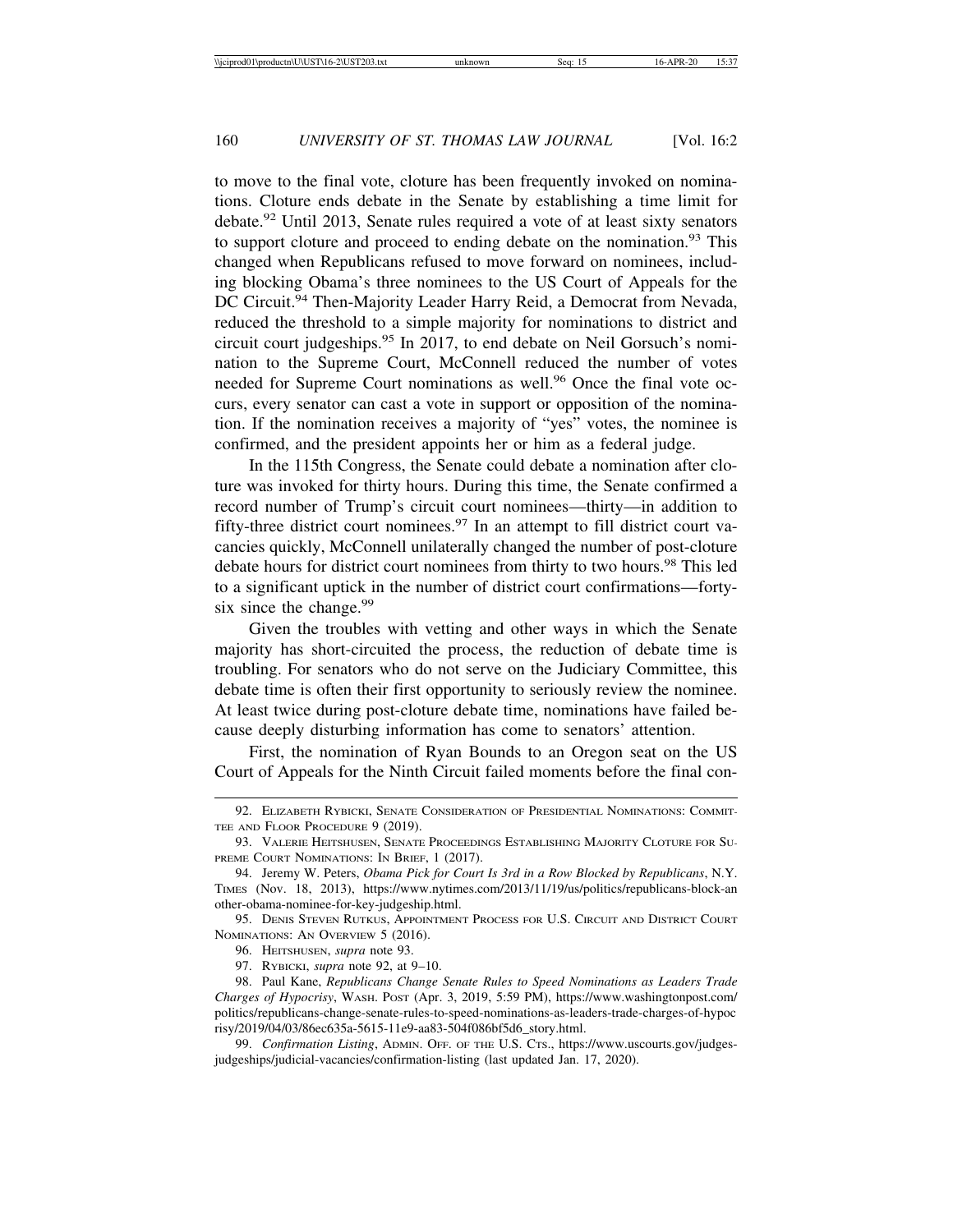to move to the final vote, cloture has been frequently invoked on nominations. Cloture ends debate in the Senate by establishing a time limit for debate.[92] Until 2013, Senate rules required a vote of at least sixty senators to support cloture and proceed to ending debate on the nomination.[93] This changed when Republicans refused to move forward on nominees, including blocking Obama's three nominees to the US Court of Appeals for the DC Circuit.[94] Then-Majority Leader Harry Reid, a Democrat from Nevada, reduced the threshold to a simple majority for nominations to district and circuit court judgeships.[95] In 2017, to end debate on Neil Gorsuch's nomination to the Supreme Court, McConnell reduced the number of votes needed for Supreme Court nominations as well.[96] Once the final vote occurs, every senator can cast a vote in support or opposition of the nomination. If the nomination receives a majority of "yes" votes, the nominee is confirmed, and the president appoints her or him as a federal judge.

In the 115th Congress, the Senate could debate a nomination after cloture was invoked for thirty hours. During this time, the Senate confirmed a record number of Trump's circuit court nominees—thirty—in addition to fifty-three district court nominees.[97] In an attempt to fill district court vacancies quickly, McConnell unilaterally changed the number of post-cloture debate hours for district court nominees from thirty to two hours.[98] This led to a significant uptick in the number of district court confirmations—forty-six since the change.[99]

Given the troubles with vetting and other ways in which the Senate majority has short-circuited the process, the reduction of debate time is troubling. For senators who do not serve on the Judiciary Committee, this debate time is often their first opportunity to seriously review the nominee. At least twice during post-cloture debate time, nominations have failed because deeply disturbing information has come to senators' attention.

First, the nomination of Ryan Bounds to an Oregon seat on the US Court of Appeals for the Ninth Circuit failed moments before the final con-

---

92. Elizabeth Rybicki, Senate Consideration of Presidential Nominations: Committee and Floor Procedure 9 (2019).

93. Valerie Heitshusen, Senate Proceedings Establishing Majority Cloture for Supreme Court Nominations: In Brief, 1 (2017).

94. Jeremy W. Peters, *Obama Pick for Court Is 3rd in a Row Blocked by Republicans*, N.Y. Times (Nov. 18, 2013), https://www.nytimes.com/2013/11/19/us/politics/republicans-block-another-obama-nominee-for-key-judgeship.html.

95. Denis Steven Rutkus, Appointment Process for U.S. Circuit and District Court Nominations: An Overview 5 (2016).

96. Heitshusen, *supra* note 93.

97. Rybicki, *supra* note 92, at 9–10.

98. Paul Kane, *Republicans Change Senate Rules to Speed Nominations as Leaders Trade Charges of Hypocrisy*, Wash. Post (Apr. 3, 2019, 5:59 PM), https://www.washingtonpost.com/politics/republicans-change-senate-rules-to-speed-nominations-as-leaders-trade-charges-of-hypocrisy/2019/04/03/86ec635a-5615-11e9-aa83-504f086bf5d6_story.html.

99. *Confirmation Listing*, Admin. Off. of the U.S. Cts., https://www.uscourts.gov/judges-judgeships/judicial-vacancies/confirmation-listing (last updated Jan. 17, 2020).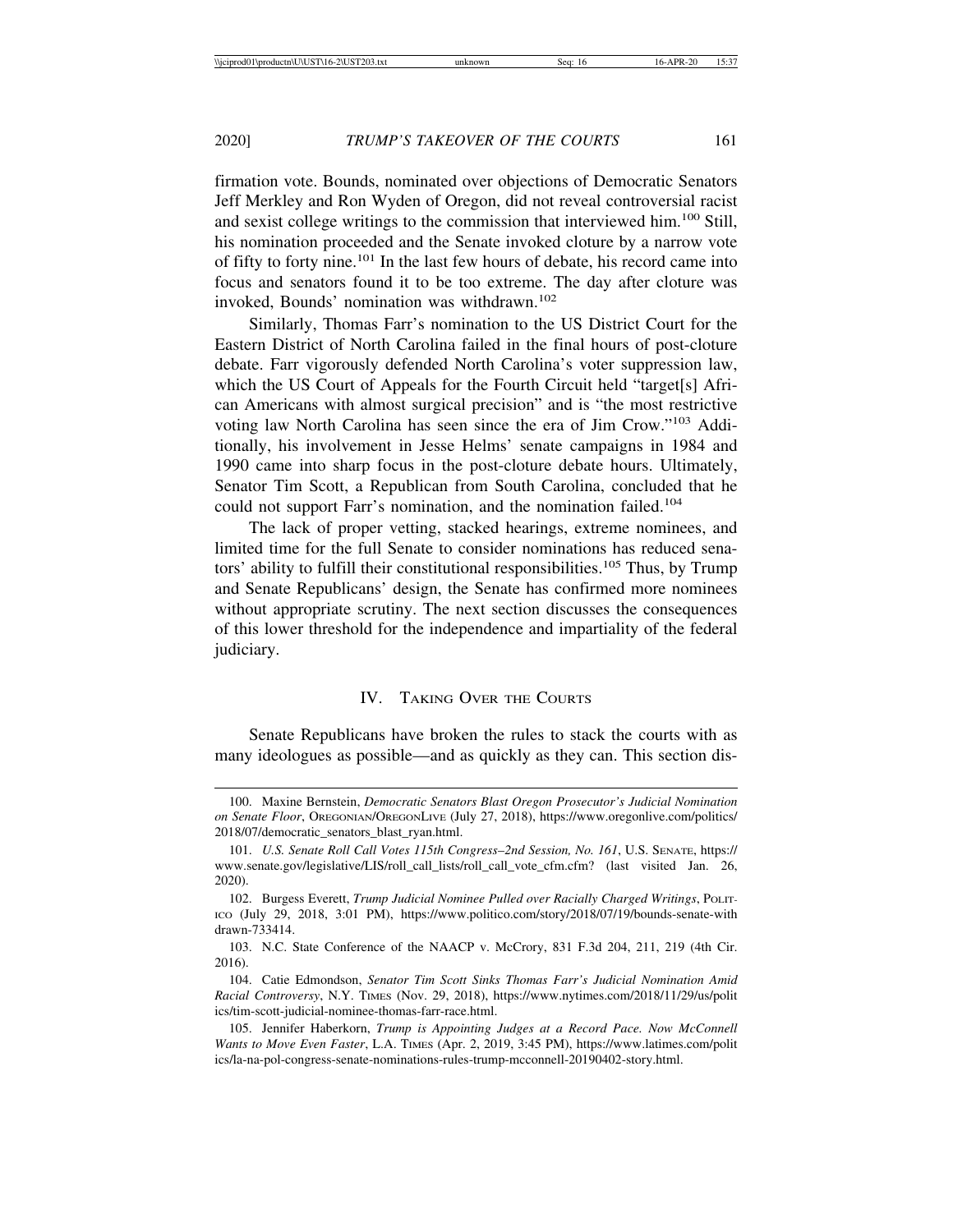firmation vote. Bounds, nominated over objections of Democratic Senators Jeff Merkley and Ron Wyden of Oregon, did not reveal controversial racist and sexist college writings to the commission that interviewed him.[100] Still, his nomination proceeded and the Senate invoked cloture by a narrow vote of fifty to forty nine.[101] In the last few hours of debate, his record came into focus and senators found it to be too extreme. The day after cloture was invoked, Bounds' nomination was withdrawn.[102]

Similarly, Thomas Farr's nomination to the US District Court for the Eastern District of North Carolina failed in the final hours of post-cloture debate. Farr vigorously defended North Carolina's voter suppression law, which the US Court of Appeals for the Fourth Circuit held "target[s] African Americans with almost surgical precision" and is "the most restrictive voting law North Carolina has seen since the era of Jim Crow."[103] Additionally, his involvement in Jesse Helms' senate campaigns in 1984 and 1990 came into sharp focus in the post-cloture debate hours. Ultimately, Senator Tim Scott, a Republican from South Carolina, concluded that he could not support Farr's nomination, and the nomination failed.[104]

The lack of proper vetting, stacked hearings, extreme nominees, and limited time for the full Senate to consider nominations has reduced senators' ability to fulfill their constitutional responsibilities.[105] Thus, by Trump and Senate Republicans' design, the Senate has confirmed more nominees without appropriate scrutiny. The next section discusses the consequences of this lower threshold for the independence and impartiality of the federal judiciary.

## IV. Taking Over the Courts

Senate Republicans have broken the rules to stack the courts with as many ideologues as possible—and as quickly as they can. This section dis-

---

100. Maxine Bernstein, *Democratic Senators Blast Oregon Prosecutor's Judicial Nomination on Senate Floor*, OREGONIAN/OREGONLIVE (July 27, 2018), https://www.oregonlive.com/politics/2018/07/democratic_senators_blast_ryan.html.

101. *U.S. Senate Roll Call Votes 115th Congress–2nd Session, No. 161*, U.S. SENATE, https://www.senate.gov/legislative/LIS/roll_call_lists/roll_call_vote_cfm.cfm? (last visited Jan. 26, 2020).

102. Burgess Everett, *Trump Judicial Nominee Pulled over Racially Charged Writings*, POLITICO (July 29, 2018, 3:01 PM), https://www.politico.com/story/2018/07/19/bounds-senate-withdrawn-733414.

103. N.C. State Conference of the NAACP v. McCrory, 831 F.3d 204, 211, 219 (4th Cir. 2016).

104. Catie Edmondson, *Senator Tim Scott Sinks Thomas Farr's Judicial Nomination Amid Racial Controversy*, N.Y. TIMES (Nov. 29, 2018), https://www.nytimes.com/2018/11/29/us/politics/tim-scott-judicial-nominee-thomas-farr-race.html.

105. Jennifer Haberkorn, *Trump is Appointing Judges at a Record Pace. Now McConnell Wants to Move Even Faster*, L.A. TIMES (Apr. 2, 2019, 3:45 PM), https://www.latimes.com/politics/la-na-pol-congress-senate-nominations-rules-trump-mcconnell-20190402-story.html.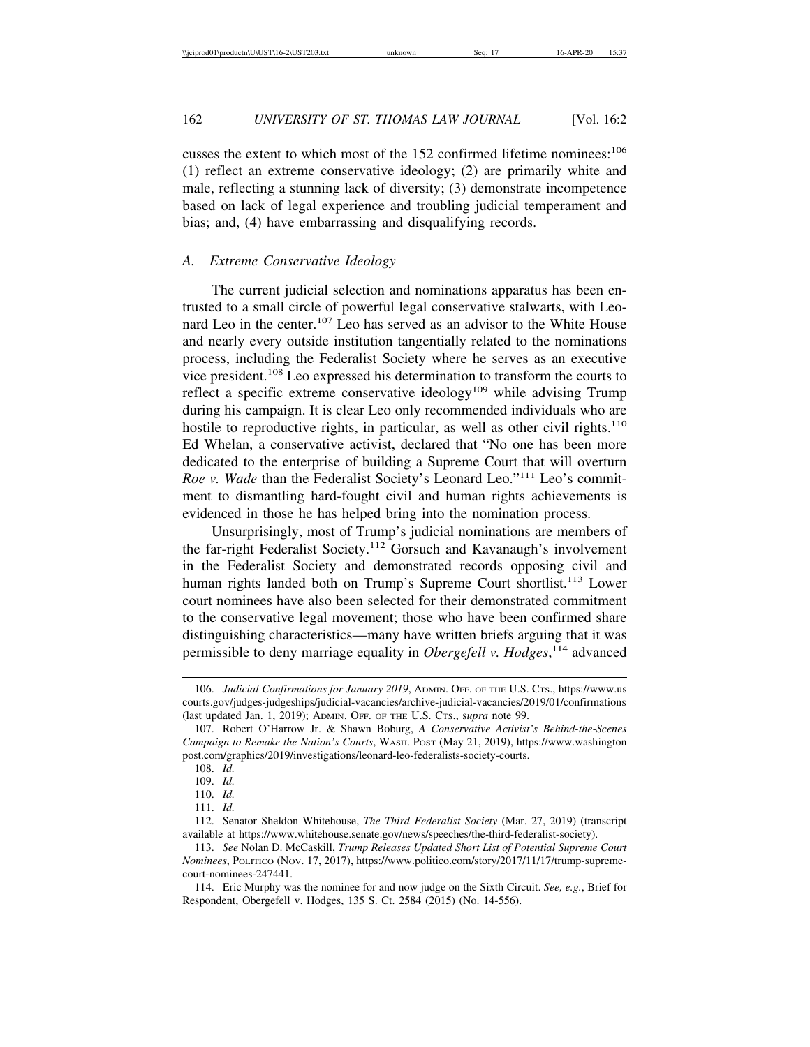cusses the extent to which most of the 152 confirmed lifetime nominees:[106] (1) reflect an extreme conservative ideology; (2) are primarily white and male, reflecting a stunning lack of diversity; (3) demonstrate incompetence based on lack of legal experience and troubling judicial temperament and bias; and, (4) have embarrassing and disqualifying records.

### A. Extreme Conservative Ideology

The current judicial selection and nominations apparatus has been entrusted to a small circle of powerful legal conservative stalwarts, with Leonard Leo in the center.[107] Leo has served as an advisor to the White House and nearly every outside institution tangentially related to the nominations process, including the Federalist Society where he serves as an executive vice president.[108] Leo expressed his determination to transform the courts to reflect a specific extreme conservative ideology[109] while advising Trump during his campaign. It is clear Leo only recommended individuals who are hostile to reproductive rights, in particular, as well as other civil rights.[110] Ed Whelan, a conservative activist, declared that "No one has been more dedicated to the enterprise of building a Supreme Court that will overturn *Roe v. Wade* than the Federalist Society's Leonard Leo."[111] Leo's commitment to dismantling hard-fought civil and human rights achievements is evidenced in those he has helped bring into the nomination process.

Unsurprisingly, most of Trump's judicial nominations are members of the far-right Federalist Society.[112] Gorsuch and Kavanaugh's involvement in the Federalist Society and demonstrated records opposing civil and human rights landed both on Trump's Supreme Court shortlist.[113] Lower court nominees have also been selected for their demonstrated commitment to the conservative legal movement; those who have been confirmed share distinguishing characteristics—many have written briefs arguing that it was permissible to deny marriage equality in *Obergefell v. Hodges*,[114] advanced

---

106. *Judicial Confirmations for January 2019*, ADMIN. OFF. OF THE U.S. CTS., https://www.uscourts.gov/judges-judgeships/judicial-vacancies/archive-judicial-vacancies/2019/01/confirmations (last updated Jan. 1, 2019); ADMIN. OFF. OF THE U.S. CTS., *supra* note 99.

107. Robert O'Harrow Jr. & Shawn Boburg, *A Conservative Activist's Behind-the-Scenes Campaign to Remake the Nation's Courts*, WASH. POST (May 21, 2019), https://www.washingtonpost.com/graphics/2019/investigations/leonard-leo-federalists-society-courts.

108. *Id.*

109. *Id.*

110. *Id.*

111. *Id.*

112. Senator Sheldon Whitehouse, *The Third Federalist Society* (Mar. 27, 2019) (transcript available at https://www.whitehouse.senate.gov/news/speeches/the-third-federalist-society).

113. *See* Nolan D. McCaskill, *Trump Releases Updated Short List of Potential Supreme Court Nominees*, POLITICO (Nov. 17, 2017), https://www.politico.com/story/2017/11/17/trump-supreme-court-nominees-247441.

114. Eric Murphy was the nominee for and now judge on the Sixth Circuit. *See, e.g.*, Brief for Respondent, Obergefell v. Hodges, 135 S. Ct. 2584 (2015) (No. 14-556).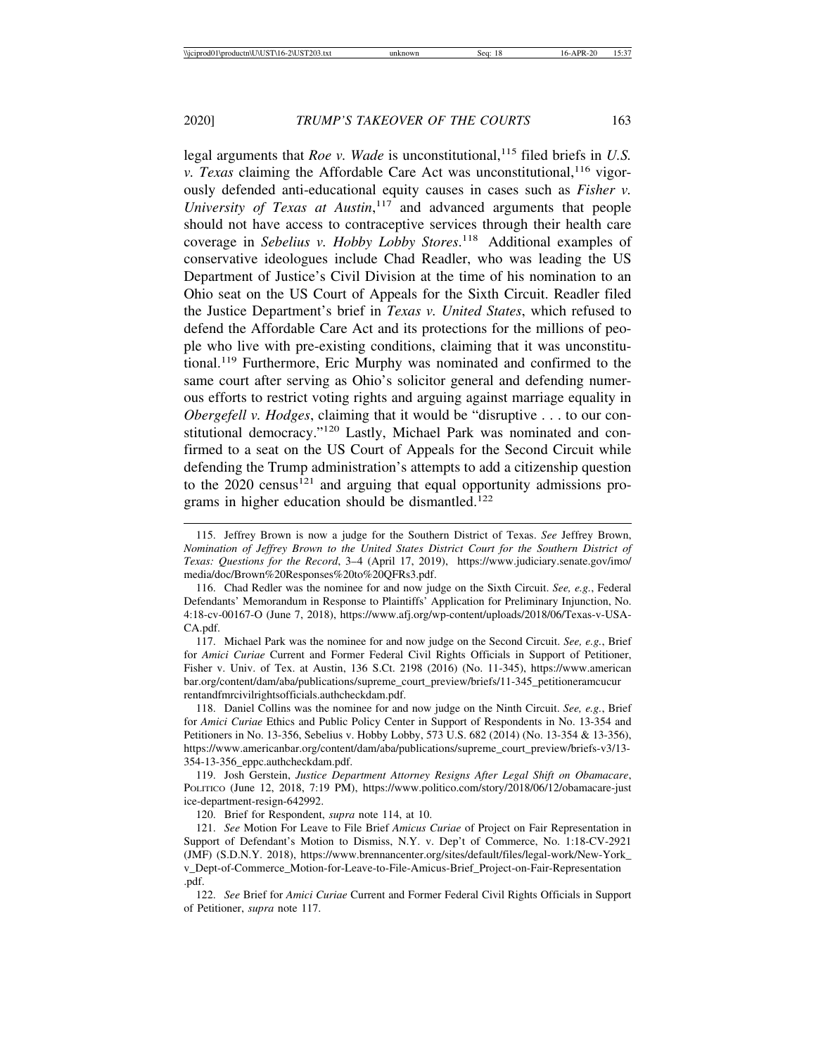legal arguments that *Roe v. Wade* is unconstitutional,[115] filed briefs in *U.S. v. Texas* claiming the Affordable Care Act was unconstitutional,[116] vigorously defended anti-educational equity causes in cases such as *Fisher v. University of Texas at Austin*,[117] and advanced arguments that people should not have access to contraceptive services through their health care coverage in *Sebelius v. Hobby Lobby Stores*.[118] Additional examples of conservative ideologues include Chad Readler, who was leading the US Department of Justice's Civil Division at the time of his nomination to an Ohio seat on the US Court of Appeals for the Sixth Circuit. Readler filed the Justice Department's brief in *Texas v. United States*, which refused to defend the Affordable Care Act and its protections for the millions of people who live with pre-existing conditions, claiming that it was unconstitutional.[119] Furthermore, Eric Murphy was nominated and confirmed to the same court after serving as Ohio's solicitor general and defending numerous efforts to restrict voting rights and arguing against marriage equality in *Obergefell v. Hodges*, claiming that it would be "disruptive . . . to our constitutional democracy."[120] Lastly, Michael Park was nominated and confirmed to a seat on the US Court of Appeals for the Second Circuit while defending the Trump administration's attempts to add a citizenship question to the 2020 census[121] and arguing that equal opportunity admissions programs in higher education should be dismantled.[122]

---

115. Jeffrey Brown is now a judge for the Southern District of Texas. *See* Jeffrey Brown, *Nomination of Jeffrey Brown to the United States District Court for the Southern District of Texas: Questions for the Record*, 3–4 (April 17, 2019), https://www.judiciary.senate.gov/imo/media/doc/Brown%20Responses%20to%20QFRs3.pdf.

116. Chad Redler was the nominee for and now judge on the Sixth Circuit. *See, e.g.*, Federal Defendants' Memorandum in Response to Plaintiffs' Application for Preliminary Injunction, No. 4:18-cv-00167-O (June 7, 2018), https://www.afj.org/wp-content/uploads/2018/06/Texas-v-USA-CA.pdf.

117. Michael Park was the nominee for and now judge on the Second Circuit. *See, e.g.*, Brief for *Amici Curiae* Current and Former Federal Civil Rights Officials in Support of Petitioner, Fisher v. Univ. of Tex. at Austin, 136 S.Ct. 2198 (2016) (No. 11-345), https://www.americanbar.org/content/dam/aba/publications/supreme_court_preview/briefs/11-345_petitioneramcucurrentandfmrcivilrightsofficials.authcheckdam.pdf.

118. Daniel Collins was the nominee for and now judge on the Ninth Circuit. *See, e.g.*, Brief for *Amici Curiae* Ethics and Public Policy Center in Support of Respondents in No. 13-354 and Petitioners in No. 13-356, Sebelius v. Hobby Lobby, 573 U.S. 682 (2014) (No. 13-354 & 13-356), https://www.americanbar.org/content/dam/aba/publications/supreme_court_preview/briefs-v3/13-354-13-356_eppc.authcheckdam.pdf.

119. Josh Gerstein, *Justice Department Attorney Resigns After Legal Shift on Obamacare*, POLITICO (June 12, 2018, 7:19 PM), https://www.politico.com/story/2018/06/12/obamacare-justice-department-resign-642992.

120. Brief for Respondent, *supra* note 114, at 10.

121. *See* Motion For Leave to File Brief *Amicus Curiae* of Project on Fair Representation in Support of Defendant's Motion to Dismiss, N.Y. v. Dep't of Commerce, No. 1:18-CV-2921 (JMF) (S.D.N.Y. 2018), https://www.brennancenter.org/sites/default/files/legal-work/New-York_v_Dept-of-Commerce_Motion-for-Leave-to-File-Amicus-Brief_Project-on-Fair-Representation.pdf.

122. *See* Brief for *Amici Curiae* Current and Former Federal Civil Rights Officials in Support of Petitioner, *supra* note 117.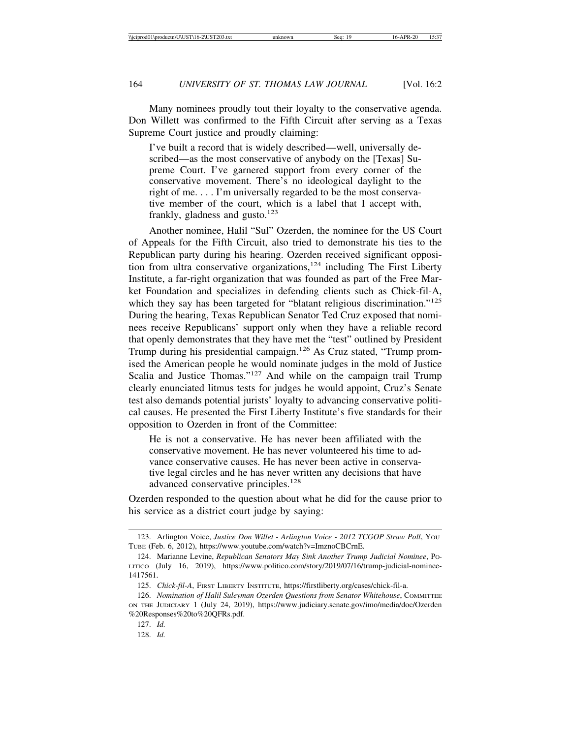Many nominees proudly tout their loyalty to the conservative agenda. Don Willett was confirmed to the Fifth Circuit after serving as a Texas Supreme Court justice and proudly claiming:

> I've built a record that is widely described—well, universally described—as the most conservative of anybody on the [Texas] Supreme Court. I've garnered support from every corner of the conservative movement. There's no ideological daylight to the right of me. . . . I'm universally regarded to be the most conservative member of the court, which is a label that I accept with, frankly, gladness and gusto.[123]

Another nominee, Halil "Sul" Ozerden, the nominee for the US Court of Appeals for the Fifth Circuit, also tried to demonstrate his ties to the Republican party during his hearing. Ozerden received significant opposition from ultra conservative organizations,[124] including The First Liberty Institute, a far-right organization that was founded as part of the Free Market Foundation and specializes in defending clients such as Chick-fil-A, which they say has been targeted for "blatant religious discrimination."[125] During the hearing, Texas Republican Senator Ted Cruz exposed that nominees receive Republicans' support only when they have a reliable record that openly demonstrates that they have met the "test" outlined by President Trump during his presidential campaign.[126] As Cruz stated, "Trump promised the American people he would nominate judges in the mold of Justice Scalia and Justice Thomas."[127] And while on the campaign trail Trump clearly enunciated litmus tests for judges he would appoint, Cruz's Senate test also demands potential jurists' loyalty to advancing conservative political causes. He presented the First Liberty Institute's five standards for their opposition to Ozerden in front of the Committee:

> He is not a conservative. He has never been affiliated with the conservative movement. He has never volunteered his time to advance conservative causes. He has never been active in conservative legal circles and he has never written any decisions that have advanced conservative principles.[128]

Ozerden responded to the question about what he did for the cause prior to his service as a district court judge by saying:

---

123. Arlington Voice, *Justice Don Willet - Arlington Voice - 2012 TCGOP Straw Poll*, YOUTUBE (Feb. 6, 2012), https://www.youtube.com/watch?v=ImznoCBCrnE.

124. Marianne Levine, *Republican Senators May Sink Another Trump Judicial Nominee*, POLITICO (July 16, 2019), https://www.politico.com/story/2019/07/16/trump-judicial-nominee-1417561.

125. *Chick-fil-A*, FIRST LIBERTY INSTITUTE, https://firstliberty.org/cases/chick-fil-a.

126. *Nomination of Halil Suleyman Ozerden Questions from Senator Whitehouse*, COMMITTEE ON THE JUDICIARY 1 (July 24, 2019), https://www.judiciary.senate.gov/imo/media/doc/Ozerden%20Responses%20to%20QFRs.pdf.

127. *Id.*

128. *Id.*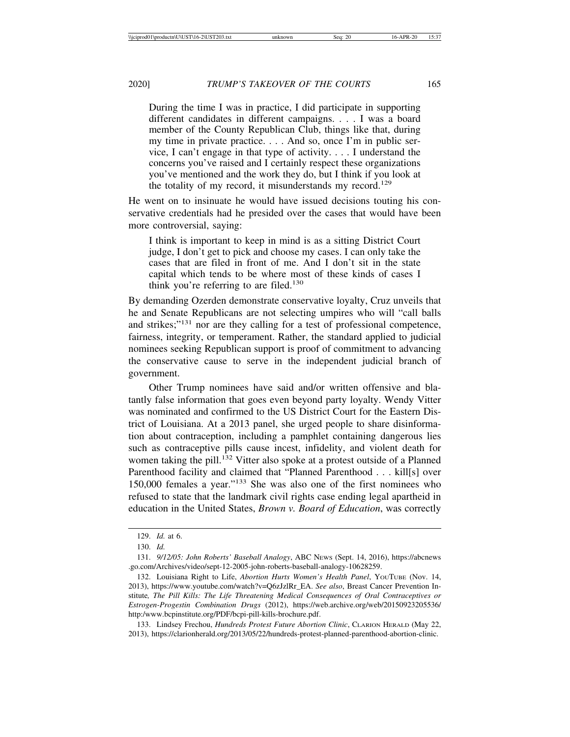> During the time I was in practice, I did participate in supporting different candidates in different campaigns. . . . I was a board member of the County Republican Club, things like that, during my time in private practice. . . . And so, once I'm in public service, I can't engage in that type of activity. . . . I understand the concerns you've raised and I certainly respect these organizations you've mentioned and the work they do, but I think if you look at the totality of my record, it misunderstands my record.[129]

He went on to insinuate he would have issued decisions touting his conservative credentials had he presided over the cases that would have been more controversial, saying:

> I think is important to keep in mind is as a sitting District Court judge, I don't get to pick and choose my cases. I can only take the cases that are filed in front of me. And I don't sit in the state capital which tends to be where most of these kinds of cases I think you're referring to are filed.[130]

By demanding Ozerden demonstrate conservative loyalty, Cruz unveils that he and Senate Republicans are not selecting umpires who will "call balls and strikes;"[131] nor are they calling for a test of professional competence, fairness, integrity, or temperament. Rather, the standard applied to judicial nominees seeking Republican support is proof of commitment to advancing the conservative cause to serve in the independent judicial branch of government.

Other Trump nominees have said and/or written offensive and blatantly false information that goes even beyond party loyalty. Wendy Vitter was nominated and confirmed to the US District Court for the Eastern District of Louisiana. At a 2013 panel, she urged people to share disinformation about contraception, including a pamphlet containing dangerous lies such as contraceptive pills cause incest, infidelity, and violent death for women taking the pill.[132] Vitter also spoke at a protest outside of a Planned Parenthood facility and claimed that "Planned Parenthood . . . kill[s] over 150,000 females a year."[133] She was also one of the first nominees who refused to state that the landmark civil rights case ending legal apartheid in education in the United States, *Brown v. Board of Education*, was correctly

---

129. *Id.* at 6.

130. *Id.*

131. *9/12/05: John Roberts' Baseball Analogy*, ABC NEWS (Sept. 14, 2016), https://abcnews.go.com/Archives/video/sept-12-2005-john-roberts-baseball-analogy-10628259.

132. Louisiana Right to Life, *Abortion Hurts Women's Health Panel*, YOUTUBE (Nov. 14, 2013), https://www.youtube.com/watch?v=Q6zJzlRr_EA. *See also*, Breast Cancer Prevention Institute, *The Pill Kills: The Life Threatening Medical Consequences of Oral Contraceptives or Estrogen-Progestin Combination Drugs* (2012), https://web.archive.org/web/20150923205536/http:/www.bcpinstitute.org/PDF/bcpi-pill-kills-brochure.pdf.

133. Lindsey Frechou, *Hundreds Protest Future Abortion Clinic*, CLARION HERALD (May 22, 2013), https://clarionherald.org/2013/05/22/hundreds-protest-planned-parenthood-abortion-clinic.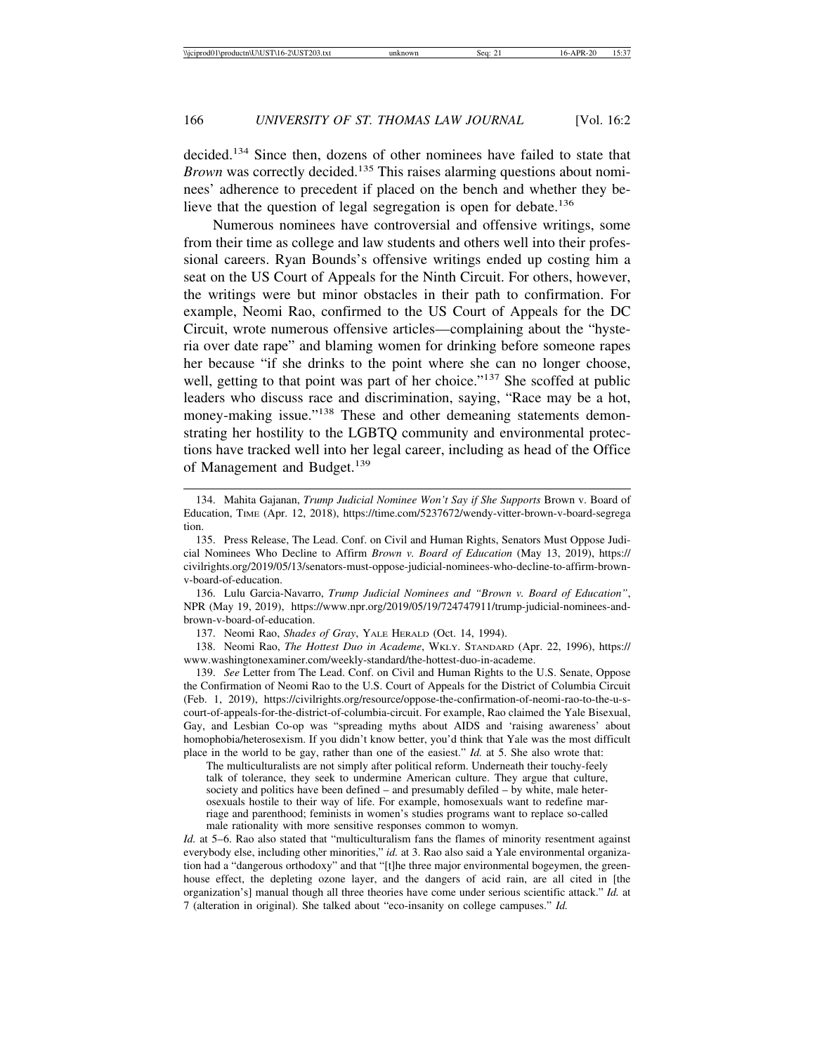decided.[134] Since then, dozens of other nominees have failed to state that *Brown* was correctly decided.[135] This raises alarming questions about nominees' adherence to precedent if placed on the bench and whether they believe that the question of legal segregation is open for debate.[136]

Numerous nominees have controversial and offensive writings, some from their time as college and law students and others well into their professional careers. Ryan Bounds's offensive writings ended up costing him a seat on the US Court of Appeals for the Ninth Circuit. For others, however, the writings were but minor obstacles in their path to confirmation. For example, Neomi Rao, confirmed to the US Court of Appeals for the DC Circuit, wrote numerous offensive articles—complaining about the "hysteria over date rape" and blaming women for drinking before someone rapes her because "if she drinks to the point where she can no longer choose, well, getting to that point was part of her choice."[137] She scoffed at public leaders who discuss race and discrimination, saying, "Race may be a hot, money-making issue."[138] These and other demeaning statements demonstrating her hostility to the LGBTQ community and environmental protections have tracked well into her legal career, including as head of the Office of Management and Budget.[139]

---

134. Mahita Gajanan, *Trump Judicial Nominee Won't Say if She Supports* Brown v. Board of Education, TIME (Apr. 12, 2018), https://time.com/5237672/wendy-vitter-brown-v-board-segregation.

135. Press Release, The Lead. Conf. on Civil and Human Rights, Senators Must Oppose Judicial Nominees Who Decline to Affirm *Brown v. Board of Education* (May 13, 2019), https://civilrights.org/2019/05/13/senators-must-oppose-judicial-nominees-who-decline-to-affirm-brown-v-board-of-education.

136. Lulu Garcia-Navarro, *Trump Judicial Nominees and "Brown v. Board of Education"*, NPR (May 19, 2019), https://www.npr.org/2019/05/19/724747911/trump-judicial-nominees-and-brown-v-board-of-education.

137. Neomi Rao, *Shades of Gray*, YALE HERALD (Oct. 14, 1994).

138. Neomi Rao, *The Hottest Duo in Academe*, WKLY. STANDARD (Apr. 22, 1996), https://www.washingtonexaminer.com/weekly-standard/the-hottest-duo-in-academe.

139. *See* Letter from The Lead. Conf. on Civil and Human Rights to the U.S. Senate, Oppose the Confirmation of Neomi Rao to the U.S. Court of Appeals for the District of Columbia Circuit (Feb. 1, 2019), https://civilrights.org/resource/oppose-the-confirmation-of-neomi-rao-to-the-u-s-court-of-appeals-for-the-district-of-columbia-circuit. For example, Rao claimed the Yale Bisexual, Gay, and Lesbian Co-op was "spreading myths about AIDS and 'raising awareness' about homophobia/heterosexism. If you didn't know better, you'd think that Yale was the most difficult place in the world to be gay, rather than one of the easiest." *Id.* at 5. She also wrote that:

> The multiculturalists are not simply after political reform. Underneath their touchy-feely talk of tolerance, they seek to undermine American culture. They argue that culture, society and politics have been defined – and presumably defiled – by white, male heterosexuals hostile to their way of life. For example, homosexuals want to redefine marriage and parenthood; feminists in women's studies programs want to replace so-called male rationality with more sensitive responses common to womyn.

*Id.* at 5–6. Rao also stated that "multiculturalism fans the flames of minority resentment against everybody else, including other minorities," *id.* at 3. Rao also said a Yale environmental organization had a "dangerous orthodoxy" and that "[t]he three major environmental bogeymen, the greenhouse effect, the depleting ozone layer, and the dangers of acid rain, are all cited in [the organization's] manual though all three theories have come under serious scientific attack." *Id.* at 7 (alteration in original). She talked about "eco-insanity on college campuses." *Id.*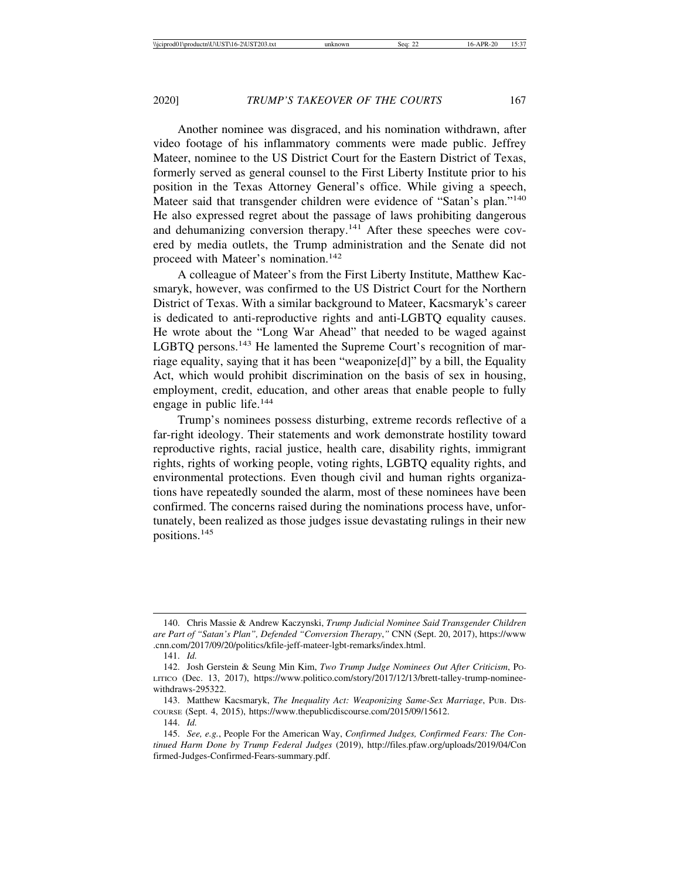Another nominee was disgraced, and his nomination withdrawn, after video footage of his inflammatory comments were made public. Jeffrey Mateer, nominee to the US District Court for the Eastern District of Texas, formerly served as general counsel to the First Liberty Institute prior to his position in the Texas Attorney General's office. While giving a speech, Mateer said that transgender children were evidence of "Satan's plan."[140] He also expressed regret about the passage of laws prohibiting dangerous and dehumanizing conversion therapy.[141] After these speeches were covered by media outlets, the Trump administration and the Senate did not proceed with Mateer's nomination.[142]

A colleague of Mateer's from the First Liberty Institute, Matthew Kacsmaryk, however, was confirmed to the US District Court for the Northern District of Texas. With a similar background to Mateer, Kacsmaryk's career is dedicated to anti-reproductive rights and anti-LGBTQ equality causes. He wrote about the "Long War Ahead" that needed to be waged against LGBTQ persons.[143] He lamented the Supreme Court's recognition of marriage equality, saying that it has been "weaponize[d]" by a bill, the Equality Act, which would prohibit discrimination on the basis of sex in housing, employment, credit, education, and other areas that enable people to fully engage in public life.[144]

Trump's nominees possess disturbing, extreme records reflective of a far-right ideology. Their statements and work demonstrate hostility toward reproductive rights, racial justice, health care, disability rights, immigrant rights, rights of working people, voting rights, LGBTQ equality rights, and environmental protections. Even though civil and human rights organizations have repeatedly sounded the alarm, most of these nominees have been confirmed. The concerns raised during the nominations process have, unfortunately, been realized as those judges issue devastating rulings in their new positions.[145]

---

140. Chris Massie & Andrew Kaczynski, *Trump Judicial Nominee Said Transgender Children are Part of "Satan's Plan", Defended "Conversion Therapy*,*"* CNN (Sept. 20, 2017), https://www.cnn.com/2017/09/20/politics/kfile-jeff-mateer-lgbt-remarks/index.html.

141. *Id.*

142. Josh Gerstein & Seung Min Kim, *Two Trump Judge Nominees Out After Criticism*, POLITICO (Dec. 13, 2017), https://www.politico.com/story/2017/12/13/brett-talley-trump-nominee-withdraws-295322.

143. Matthew Kacsmaryk, *The Inequality Act: Weaponizing Same-Sex Marriage*, PUB. DISCOURSE (Sept. 4, 2015), https://www.thepublicdiscourse.com/2015/09/15612.

144. *Id.*

145. *See, e.g.*, People For the American Way, *Confirmed Judges, Confirmed Fears: The Continued Harm Done by Trump Federal Judges* (2019), http://files.pfaw.org/uploads/2019/04/Confirmed-Judges-Confirmed-Fears-summary.pdf.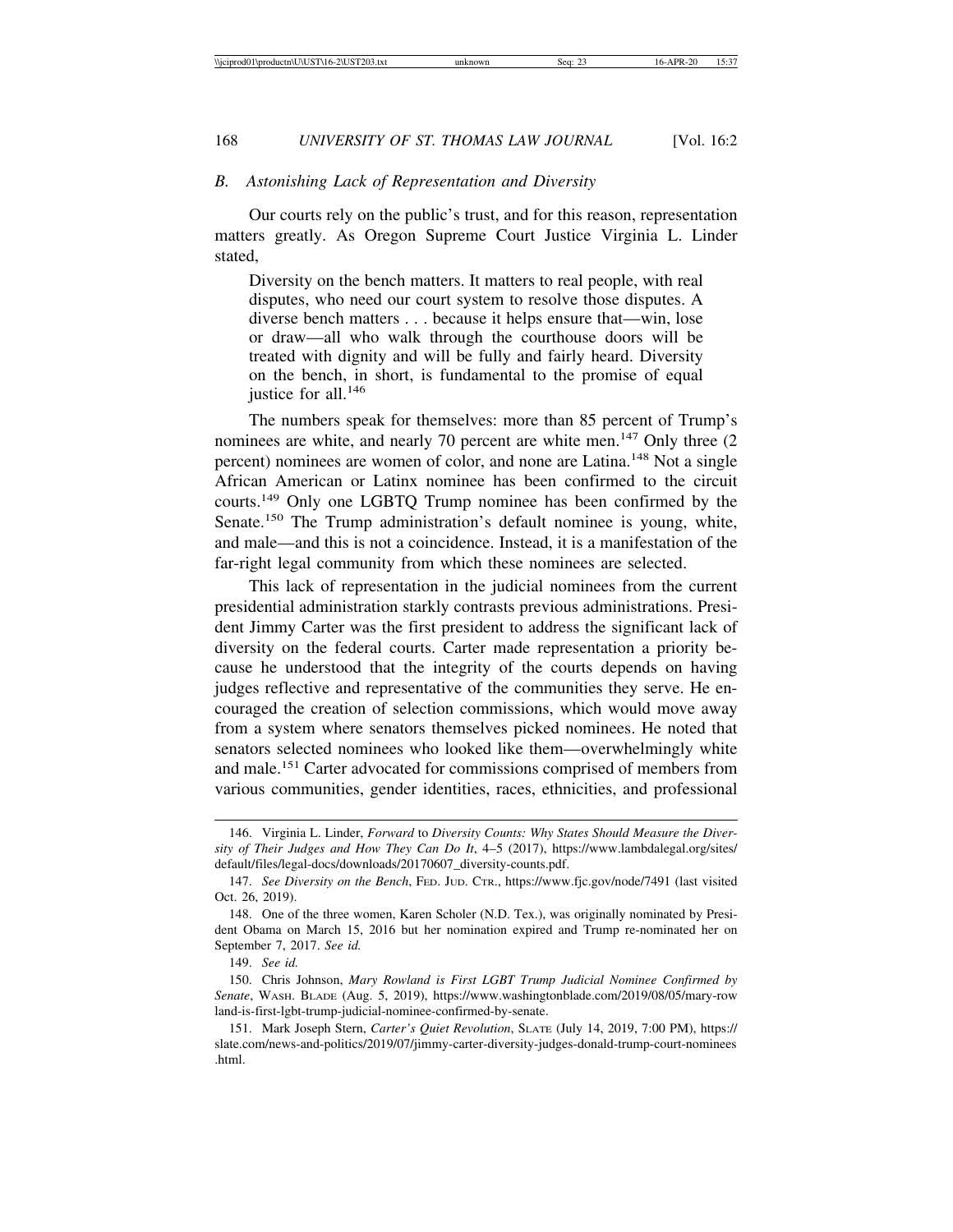### B. Astonishing Lack of Representation and Diversity

Our courts rely on the public's trust, and for this reason, representation matters greatly. As Oregon Supreme Court Justice Virginia L. Linder stated,

> Diversity on the bench matters. It matters to real people, with real disputes, who need our court system to resolve those disputes. A diverse bench matters . . . because it helps ensure that—win, lose or draw—all who walk through the courthouse doors will be treated with dignity and will be fully and fairly heard. Diversity on the bench, in short, is fundamental to the promise of equal justice for all.[146]

The numbers speak for themselves: more than 85 percent of Trump's nominees are white, and nearly 70 percent are white men.[147] Only three (2 percent) nominees are women of color, and none are Latina.[148] Not a single African American or Latinx nominee has been confirmed to the circuit courts.[149] Only one LGBTQ Trump nominee has been confirmed by the Senate.[150] The Trump administration's default nominee is young, white, and male—and this is not a coincidence. Instead, it is a manifestation of the far-right legal community from which these nominees are selected.

This lack of representation in the judicial nominees from the current presidential administration starkly contrasts previous administrations. President Jimmy Carter was the first president to address the significant lack of diversity on the federal courts. Carter made representation a priority because he understood that the integrity of the courts depends on having judges reflective and representative of the communities they serve. He encouraged the creation of selection commissions, which would move away from a system where senators themselves picked nominees. He noted that senators selected nominees who looked like them—overwhelmingly white and male.[151] Carter advocated for commissions comprised of members from various communities, gender identities, races, ethnicities, and professional

---

146. Virginia L. Linder, *Forward* to *Diversity Counts: Why States Should Measure the Diversity of Their Judges and How They Can Do It*, 4–5 (2017), https://www.lambdalegal.org/sites/default/files/legal-docs/downloads/20170607_diversity-counts.pdf.

147. *See Diversity on the Bench*, FED. JUD. CTR., https://www.fjc.gov/node/7491 (last visited Oct. 26, 2019).

148. One of the three women, Karen Scholer (N.D. Tex.), was originally nominated by President Obama on March 15, 2016 but her nomination expired and Trump re-nominated her on September 7, 2017. *See id.*

149. *See id.*

150. Chris Johnson, *Mary Rowland is First LGBT Trump Judicial Nominee Confirmed by Senate*, WASH. BLADE (Aug. 5, 2019), https://www.washingtonblade.com/2019/08/05/mary-rowland-is-first-lgbt-trump-judicial-nominee-confirmed-by-senate.

151. Mark Joseph Stern, *Carter's Quiet Revolution*, SLATE (July 14, 2019, 7:00 PM), https://slate.com/news-and-politics/2019/07/jimmy-carter-diversity-judges-donald-trump-court-nominees.html.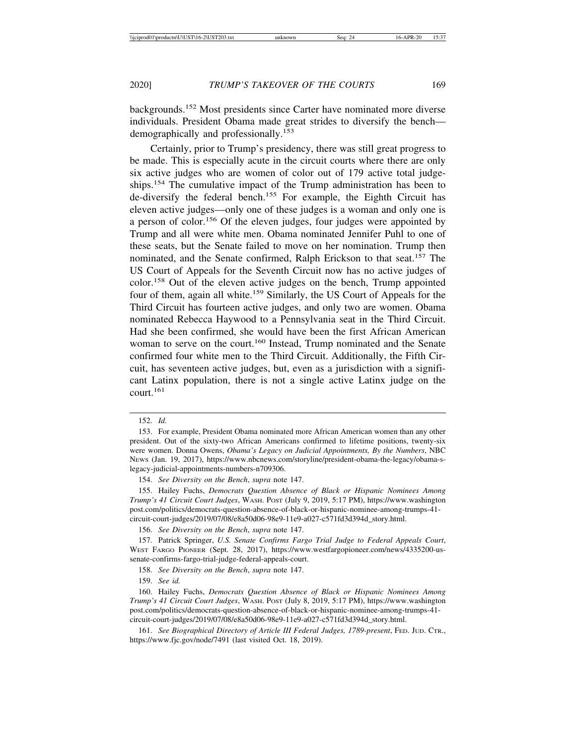backgrounds.[152] Most presidents since Carter have nominated more diverse individuals. President Obama made great strides to diversify the bench—demographically and professionally.[153]

Certainly, prior to Trump's presidency, there was still great progress to be made. This is especially acute in the circuit courts where there are only six active judges who are women of color out of 179 active total judgeships.[154] The cumulative impact of the Trump administration has been to de-diversify the federal bench.[155] For example, the Eighth Circuit has eleven active judges—only one of these judges is a woman and only one is a person of color.[156] Of the eleven judges, four judges were appointed by Trump and all were white men. Obama nominated Jennifer Puhl to one of these seats, but the Senate failed to move on her nomination. Trump then nominated, and the Senate confirmed, Ralph Erickson to that seat.[157] The US Court of Appeals for the Seventh Circuit now has no active judges of color.[158] Out of the eleven active judges on the bench, Trump appointed four of them, again all white.[159] Similarly, the US Court of Appeals for the Third Circuit has fourteen active judges, and only two are women. Obama nominated Rebecca Haywood to a Pennsylvania seat in the Third Circuit. Had she been confirmed, she would have been the first African American woman to serve on the court.[160] Instead, Trump nominated and the Senate confirmed four white men to the Third Circuit. Additionally, the Fifth Circuit, has seventeen active judges, but, even as a jurisdiction with a significant Latinx population, there is not a single active Latinx judge on the court.[161]

---

152. *Id.*

153. For example, President Obama nominated more African American women than any other president. Out of the sixty-two African Americans confirmed to lifetime positions, twenty-six were women. Donna Owens, *Obama's Legacy on Judicial Appointments, By the Numbers*, NBC NEWS (Jan. 19, 2017), https://www.nbcnews.com/storyline/president-obama-the-legacy/obama-s-legacy-judicial-appointments-numbers-n709306.

154. *See Diversity on the Bench*, *supra* note 147.

155. Hailey Fuchs, *Democrats Question Absence of Black or Hispanic Nominees Among Trump's 41 Circuit Court Judges*, WASH. POST (July 9, 2019, 5:17 PM), https://www.washingtonpost.com/politics/democrats-question-absence-of-black-or-hispanic-nominee-among-trumps-41-circuit-court-judges/2019/07/08/e8a50d06-98e9-11e9-a027-c571fd3d394d_story.html.

156. *See Diversity on the Bench*, *supra* note 147.

157. Patrick Springer, *U.S. Senate Confirms Fargo Trial Judge to Federal Appeals Court*, WEST FARGO PIONEER (Sept. 28, 2017), https://www.westfargopioneer.com/news/4335200-us-senate-confirms-fargo-trial-judge-federal-appeals-court.

158. *See Diversity on the Bench*, *supra* note 147.

159. *See id.*

160. Hailey Fuchs, *Democrats Question Absence of Black or Hispanic Nominees Among Trump's 41 Circuit Court Judges*, WASH. POST (July 8, 2019, 5:17 PM), https://www.washingtonpost.com/politics/democrats-question-absence-of-black-or-hispanic-nominee-among-trumps-41-circuit-court-judges/2019/07/08/e8a50d06-98e9-11e9-a027-c571fd3d394d_story.html.

161. *See Biographical Directory of Article III Federal Judges, 1789-present*, FED. JUD. CTR., https://www.fjc.gov/node/7491 (last visited Oct. 18, 2019).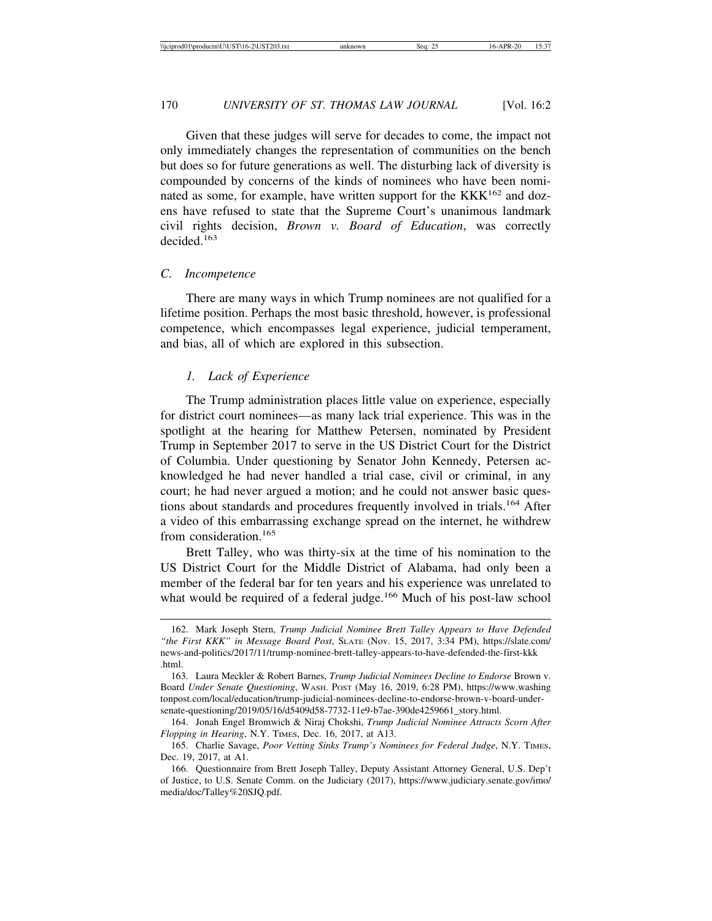Given that these judges will serve for decades to come, the impact not only immediately changes the representation of communities on the bench but does so for future generations as well. The disturbing lack of diversity is compounded by concerns of the kinds of nominees who have been nominated as some, for example, have written support for the KKK[162] and dozens have refused to state that the Supreme Court's unanimous landmark civil rights decision, *Brown v. Board of Education*, was correctly decided.[163]

### *C. Incompetence*

There are many ways in which Trump nominees are not qualified for a lifetime position. Perhaps the most basic threshold, however, is professional competence, which encompasses legal experience, judicial temperament, and bias, all of which are explored in this subsection.

#### *1. Lack of Experience*

The Trump administration places little value on experience, especially for district court nominees—as many lack trial experience. This was in the spotlight at the hearing for Matthew Petersen, nominated by President Trump in September 2017 to serve in the US District Court for the District of Columbia. Under questioning by Senator John Kennedy, Petersen acknowledged he had never handled a trial case, civil or criminal, in any court; he had never argued a motion; and he could not answer basic questions about standards and procedures frequently involved in trials.[164] After a video of this embarrassing exchange spread on the internet, he withdrew from consideration.[165]

Brett Talley, who was thirty-six at the time of his nomination to the US District Court for the Middle District of Alabama, had only been a member of the federal bar for ten years and his experience was unrelated to what would be required of a federal judge.[166] Much of his post-law school

---

162. Mark Joseph Stern, *Trump Judicial Nominee Brett Talley Appears to Have Defended "the First KKK" in Message Board Post*, Slate (Nov. 15, 2017, 3:34 PM), https://slate.com/news-and-politics/2017/11/trump-nominee-brett-talley-appears-to-have-defended-the-first-kkk.html.

163. Laura Meckler & Robert Barnes, *Trump Judicial Nominees Decline to Endorse* Brown v. Board *Under Senate Questioning*, Wash. Post (May 16, 2019, 6:28 PM), https://www.washingtonpost.com/local/education/trump-judicial-nominees-decline-to-endorse-brown-v-board-under-senate-questioning/2019/05/16/d5409d58-7732-11e9-b7ae-390de4259661_story.html.

164. Jonah Engel Bromwich & Niraj Chokshi, *Trump Judicial Nominee Attracts Scorn After Flopping in Hearing*, N.Y. Times, Dec. 16, 2017, at A13.

165. Charlie Savage, *Poor Vetting Sinks Trump's Nominees for Federal Judge*, N.Y. Times, Dec. 19, 2017, at A1.

166. Questionnaire from Brett Joseph Talley, Deputy Assistant Attorney General, U.S. Dep't of Justice, to U.S. Senate Comm. on the Judiciary (2017), https://www.judiciary.senate.gov/imo/media/doc/Talley%20SJQ.pdf.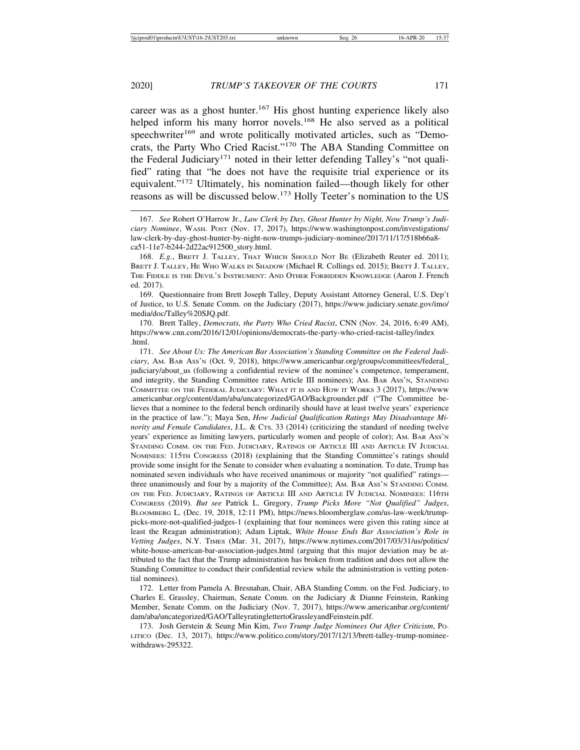career was as a ghost hunter.[167] His ghost hunting experience likely also helped inform his many horror novels.[168] He also served as a political speechwriter[169] and wrote politically motivated articles, such as "Democrats, the Party Who Cried Racist."[170] The ABA Standing Committee on the Federal Judiciary[171] noted in their letter defending Talley's "not qualified" rating that "he does not have the requisite trial experience or its equivalent."[172] Ultimately, his nomination failed—though likely for other reasons as will be discussed below.[173] Holly Teeter's nomination to the US

---

167. *See* Robert O'Harrow Jr., *Law Clerk by Day, Ghost Hunter by Night, Now Trump's Judiciary Nominee*, WASH. POST (Nov. 17, 2017), https://www.washingtonpost.com/investigations/law-clerk-by-day-ghost-hunter-by-night-now-trumps-judiciary-nominee/2017/11/17/518b66a8-ca51-11e7-b244-2d22ac912500_story.html.

168. *E.g.*, BRETT J. TALLEY, THAT WHICH SHOULD NOT BE (Elizabeth Reuter ed. 2011); BRETT J. TALLEY, HE WHO WALKS IN SHADOW (Michael R. Collings ed. 2015); BRETT J. TALLEY, THE FIDDLE IS THE DEVIL'S INSTRUMENT: AND OTHER FORBIDDEN KNOWLEDGE (Aaron J. French ed. 2017).

169. Questionnaire from Brett Joseph Talley, Deputy Assistant Attorney General, U.S. Dep't of Justice, to U.S. Senate Comm. on the Judiciary (2017), https://www.judiciary.senate.gov/imo/media/doc/Talley%20SJQ.pdf.

170. Brett Talley, *Democrats, the Party Who Cried Racist*, CNN (Nov. 24, 2016, 6:49 AM), https://www.cnn.com/2016/12/01/opinions/democrats-the-party-who-cried-racist-talley/index.html.

171. *See About Us: The American Bar Association's Standing Committee on the Federal Judiciary*, AM. BAR ASS'N (Oct. 9, 2018), https://www.americanbar.org/groups/committees/federal_judiciary/about_us (following a confidential review of the nominee's competence, temperament, and integrity, the Standing Committee rates Article III nominees); AM. BAR ASS'N, STANDING COMMITTEE ON THE FEDERAL JUDICIARY: WHAT IT IS AND HOW IT WORKS 3 (2017), https://www.americanbar.org/content/dam/aba/uncategorized/GAO/Backgrounder.pdf ("The Committee believes that a nominee to the federal bench ordinarily should have at least twelve years' experience in the practice of law."); Maya Sen, *How Judicial Qualification Ratings May Disadvantage Minority and Female Candidates*, J.L. & CTS. 33 (2014) (criticizing the standard of needing twelve years' experience as limiting lawyers, particularly women and people of color); AM. BAR ASS'N STANDING COMM. ON THE FED. JUDICIARY, RATINGS OF ARTICLE III AND ARTICLE IV JUDICIAL NOMINEES: 115TH CONGRESS (2018) (explaining that the Standing Committee's ratings should provide some insight for the Senate to consider when evaluating a nomination. To date, Trump has nominated seven individuals who have received unanimous or majority "not qualified" ratings—three unanimously and four by a majority of the Committee); AM. BAR ASS'N STANDING COMM. ON THE FED. JUDICIARY, RATINGS OF ARTICLE III AND ARTICLE IV JUDICIAL NOMINEES: 116TH CONGRESS (2019). *But see* Patrick L. Gregory, *Trump Picks More "Not Qualified" Judges*, BLOOMBERG L. (Dec. 19, 2018, 12:11 PM), https://news.bloomberglaw.com/us-law-week/trump-picks-more-not-qualified-judges-1 (explaining that four nominees were given this rating since at least the Reagan administration); Adam Liptak, *White House Ends Bar Association's Role in Vetting Judges*, N.Y. TIMES (Mar. 31, 2017), https://www.nytimes.com/2017/03/31/us/politics/white-house-american-bar-association-judges.html (arguing that this major deviation may be attributed to the fact that the Trump administration has broken from tradition and does not allow the Standing Committee to conduct their confidential review while the administration is vetting potential nominees).

172. Letter from Pamela A. Bresnahan, Chair, ABA Standing Comm. on the Fed. Judiciary, to Charles E. Grassley, Chairman, Senate Comm. on the Judiciary & Dianne Feinstein, Ranking Member, Senate Comm. on the Judiciary (Nov. 7, 2017), https://www.americanbar.org/content/dam/aba/uncategorized/GAO/TalleyratinglettertoGrassleyandFeinstein.pdf.

173. Josh Gerstein & Seung Min Kim, *Two Trump Judge Nominees Out After Criticism*, POLITICO (Dec. 13, 2017), https://www.politico.com/story/2017/12/13/brett-talley-trump-nominee-withdraws-295322.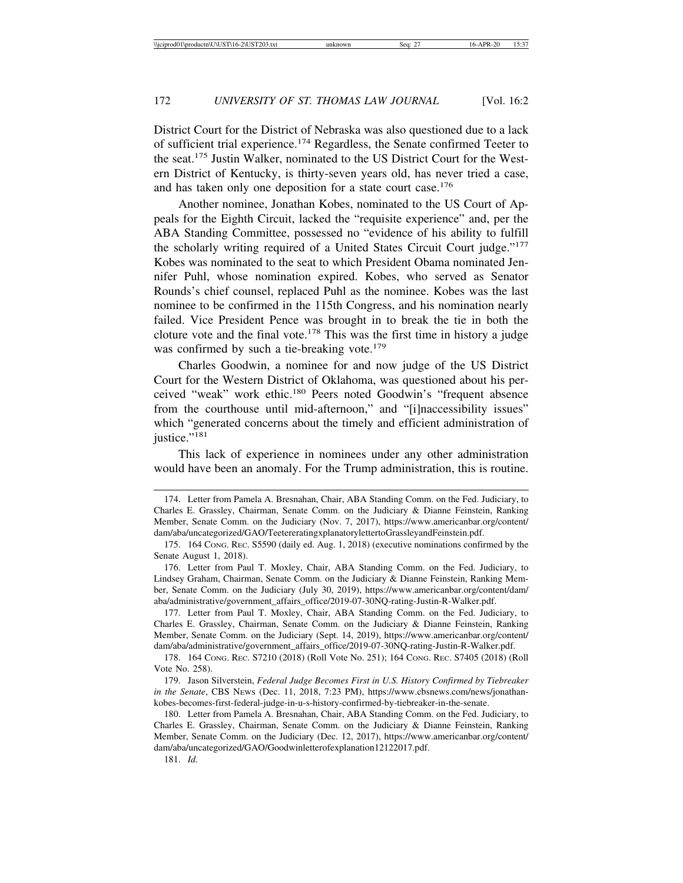District Court for the District of Nebraska was also questioned due to a lack of sufficient trial experience.[174] Regardless, the Senate confirmed Teeter to the seat.[175] Justin Walker, nominated to the US District Court for the Western District of Kentucky, is thirty-seven years old, has never tried a case, and has taken only one deposition for a state court case.[176]

Another nominee, Jonathan Kobes, nominated to the US Court of Appeals for the Eighth Circuit, lacked the "requisite experience" and, per the ABA Standing Committee, possessed no "evidence of his ability to fulfill the scholarly writing required of a United States Circuit Court judge."[177] Kobes was nominated to the seat to which President Obama nominated Jennifer Puhl, whose nomination expired. Kobes, who served as Senator Rounds's chief counsel, replaced Puhl as the nominee. Kobes was the last nominee to be confirmed in the 115th Congress, and his nomination nearly failed. Vice President Pence was brought in to break the tie in both the cloture vote and the final vote.[178] This was the first time in history a judge was confirmed by such a tie-breaking vote.[179]

Charles Goodwin, a nominee for and now judge of the US District Court for the Western District of Oklahoma, was questioned about his perceived "weak" work ethic.[180] Peers noted Goodwin's "frequent absence from the courthouse until mid-afternoon," and "[i]naccessibility issues" which "generated concerns about the timely and efficient administration of justice."[181]

This lack of experience in nominees under any other administration would have been an anomaly. For the Trump administration, this is routine.

---

174. Letter from Pamela A. Bresnahan, Chair, ABA Standing Comm. on the Fed. Judiciary, to Charles E. Grassley, Chairman, Senate Comm. on the Judiciary & Dianne Feinstein, Ranking Member, Senate Comm. on the Judiciary (Nov. 7, 2017), https://www.americanbar.org/content/dam/aba/uncategorized/GAO/TeetereratingxplanatorylettertoGrassleyandFeinstein.pdf.

175. 164 Cong. Rec. S5590 (daily ed. Aug. 1, 2018) (executive nominations confirmed by the Senate August 1, 2018).

176. Letter from Paul T. Moxley, Chair, ABA Standing Comm. on the Fed. Judiciary, to Lindsey Graham, Chairman, Senate Comm. on the Judiciary & Dianne Feinstein, Ranking Member, Senate Comm. on the Judiciary (July 30, 2019), https://www.americanbar.org/content/dam/aba/administrative/government_affairs_office/2019-07-30NQ-rating-Justin-R-Walker.pdf.

177. Letter from Paul T. Moxley, Chair, ABA Standing Comm. on the Fed. Judiciary, to Charles E. Grassley, Chairman, Senate Comm. on the Judiciary & Dianne Feinstein, Ranking Member, Senate Comm. on the Judiciary (Sept. 14, 2019), https://www.americanbar.org/content/dam/aba/administrative/government_affairs_office/2019-07-30NQ-rating-Justin-R-Walker.pdf.

178. 164 Cong. Rec. S7210 (2018) (Roll Vote No. 251); 164 Cong. Rec. S7405 (2018) (Roll Vote No. 258).

179. Jason Silverstein, *Federal Judge Becomes First in U.S. History Confirmed by Tiebreaker in the Senate*, CBS News (Dec. 11, 2018, 7:23 PM), https://www.cbsnews.com/news/jonathan-kobes-becomes-first-federal-judge-in-u-s-history-confirmed-by-tiebreaker-in-the-senate.

180. Letter from Pamela A. Bresnahan, Chair, ABA Standing Comm. on the Fed. Judiciary, to Charles E. Grassley, Chairman, Senate Comm. on the Judiciary & Dianne Feinstein, Ranking Member, Senate Comm. on the Judiciary (Dec. 12, 2017), https://www.americanbar.org/content/dam/aba/uncategorized/GAO/Goodwinletterofexplanation12122017.pdf.

181. *Id.*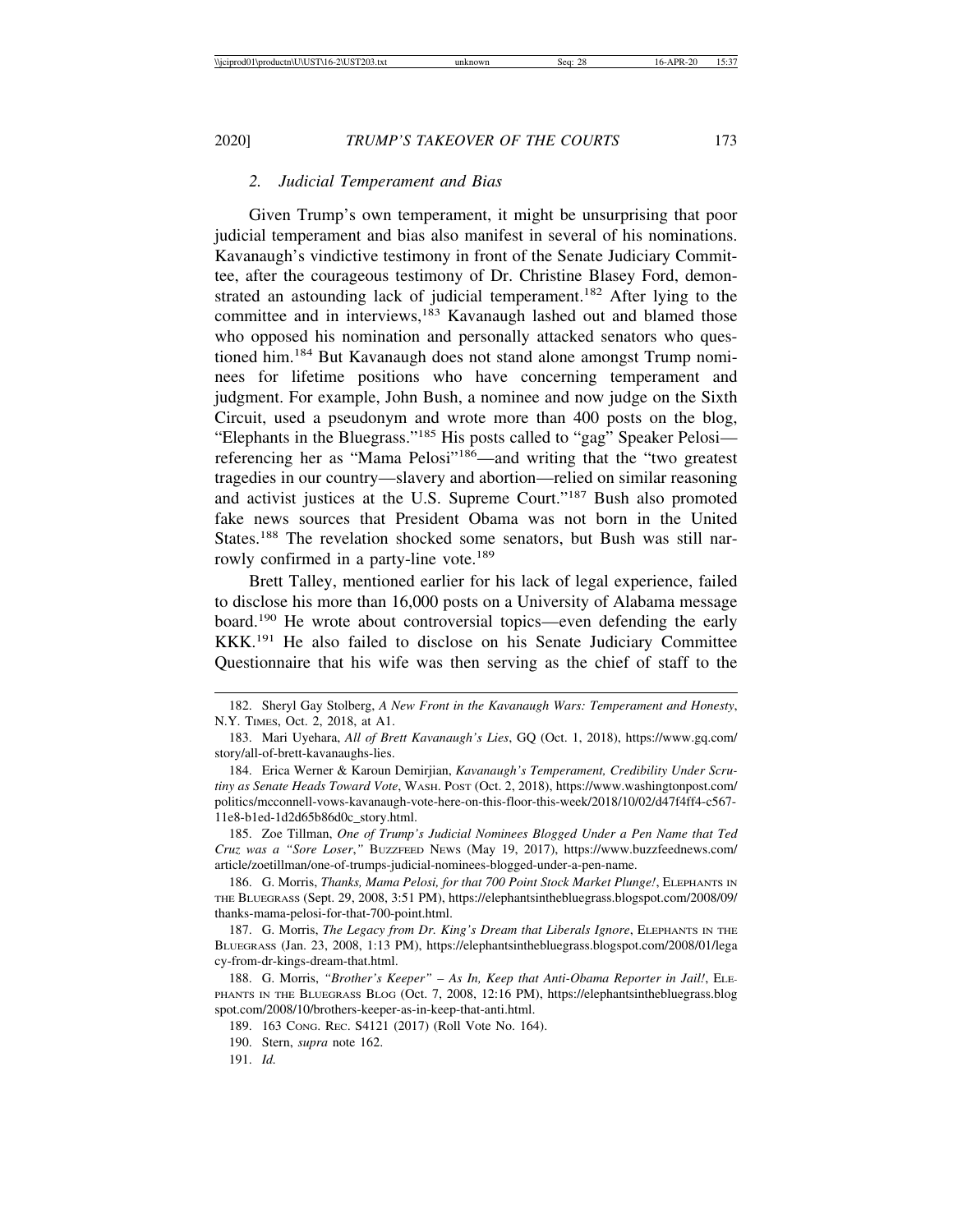### 2. *Judicial Temperament and Bias*

Given Trump's own temperament, it might be unsurprising that poor judicial temperament and bias also manifest in several of his nominations. Kavanaugh's vindictive testimony in front of the Senate Judiciary Committee, after the courageous testimony of Dr. Christine Blasey Ford, demonstrated an astounding lack of judicial temperament.[182] After lying to the committee and in interviews,[183] Kavanaugh lashed out and blamed those who opposed his nomination and personally attacked senators who questioned him.[184] But Kavanaugh does not stand alone amongst Trump nominees for lifetime positions who have concerning temperament and judgment. For example, John Bush, a nominee and now judge on the Sixth Circuit, used a pseudonym and wrote more than 400 posts on the blog, "Elephants in the Bluegrass."[185] His posts called to "gag" Speaker Pelosi—referencing her as "Mama Pelosi"[186]—and writing that the "two greatest tragedies in our country—slavery and abortion—relied on similar reasoning and activist justices at the U.S. Supreme Court."[187] Bush also promoted fake news sources that President Obama was not born in the United States.[188] The revelation shocked some senators, but Bush was still narrowly confirmed in a party-line vote.[189]

Brett Talley, mentioned earlier for his lack of legal experience, failed to disclose his more than 16,000 posts on a University of Alabama message board.[190] He wrote about controversial topics—even defending the early KKK.[191] He also failed to disclose on his Senate Judiciary Committee Questionnaire that his wife was then serving as the chief of staff to the

182. Sheryl Gay Stolberg, *A New Front in the Kavanaugh Wars: Temperament and Honesty*, N.Y. TIMES, Oct. 2, 2018, at A1.

183. Mari Uyehara, *All of Brett Kavanaugh's Lies*, GQ (Oct. 1, 2018), https://www.gq.com/story/all-of-brett-kavanaughs-lies.

184. Erica Werner & Karoun Demirjian, *Kavanaugh's Temperament, Credibility Under Scrutiny as Senate Heads Toward Vote*, WASH. POST (Oct. 2, 2018), https://www.washingtonpost.com/politics/mcconnell-vows-kavanaugh-vote-here-on-this-floor-this-week/2018/10/02/d47f4ff4-c567-11e8-b1ed-1d2d65b86d0c_story.html.

185. Zoe Tillman, *One of Trump's Judicial Nominees Blogged Under a Pen Name that Ted Cruz was a "Sore Loser*,*"* BUZZFEED NEWS (May 19, 2017), https://www.buzzfeednews.com/article/zoetillman/one-of-trumps-judicial-nominees-blogged-under-a-pen-name.

186. G. Morris, *Thanks, Mama Pelosi, for that 700 Point Stock Market Plunge!*, ELEPHANTS IN THE BLUEGRASS (Sept. 29, 2008, 3:51 PM), https://elephantsinthebluegrass.blogspot.com/2008/09/thanks-mama-pelosi-for-that-700-point.html.

187. G. Morris, *The Legacy from Dr. King's Dream that Liberals Ignore*, ELEPHANTS IN THE BLUEGRASS (Jan. 23, 2008, 1:13 PM), https://elephantsinthebluegrass.blogspot.com/2008/01/legacy-from-dr-kings-dream-that.html.

188. G. Morris, *"Brother's Keeper" – As In, Keep that Anti-Obama Reporter in Jail!*, ELEPHANTS IN THE BLUEGRASS BLOG (Oct. 7, 2008, 12:16 PM), https://elephantsinthebluegrass.blogspot.com/2008/10/brothers-keeper-as-in-keep-that-anti.html.

189. 163 CONG. REC. S4121 (2017) (Roll Vote No. 164).

190. Stern, *supra* note 162.

191. *Id.*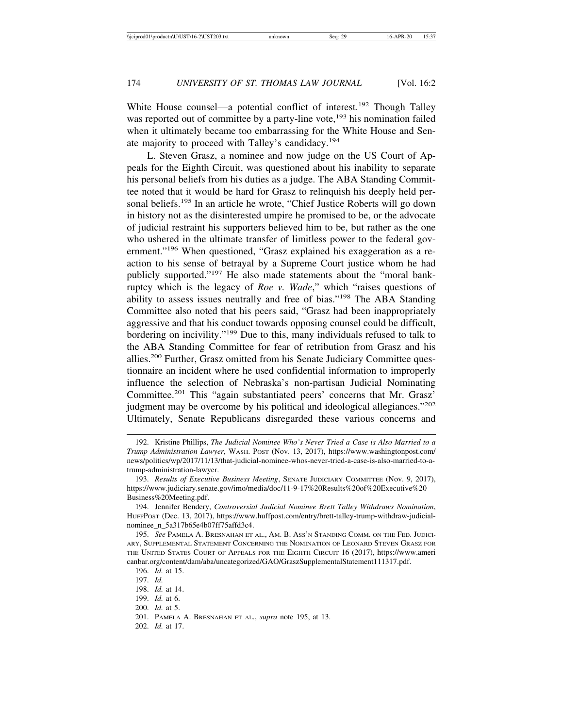White House counsel—a potential conflict of interest.[192] Though Talley was reported out of committee by a party-line vote,[193] his nomination failed when it ultimately became too embarrassing for the White House and Senate majority to proceed with Talley's candidacy.[194]

L. Steven Grasz, a nominee and now judge on the US Court of Appeals for the Eighth Circuit, was questioned about his inability to separate his personal beliefs from his duties as a judge. The ABA Standing Committee noted that it would be hard for Grasz to relinquish his deeply held personal beliefs.[195] In an article he wrote, "Chief Justice Roberts will go down in history not as the disinterested umpire he promised to be, or the advocate of judicial restraint his supporters believed him to be, but rather as the one who ushered in the ultimate transfer of limitless power to the federal government."[196] When questioned, "Grasz explained his exaggeration as a reaction to his sense of betrayal by a Supreme Court justice whom he had publicly supported."[197] He also made statements about the "moral bankruptcy which is the legacy of *Roe v. Wade*," which "raises questions of ability to assess issues neutrally and free of bias."[198] The ABA Standing Committee also noted that his peers said, "Grasz had been inappropriately aggressive and that his conduct towards opposing counsel could be difficult, bordering on incivility."[199] Due to this, many individuals refused to talk to the ABA Standing Committee for fear of retribution from Grasz and his allies.[200] Further, Grasz omitted from his Senate Judiciary Committee questionnaire an incident where he used confidential information to improperly influence the selection of Nebraska's non-partisan Judicial Nominating Committee.[201] This "again substantiated peers' concerns that Mr. Grasz' judgment may be overcome by his political and ideological allegiances."[202] Ultimately, Senate Republicans disregarded these various concerns and

---

192. Kristine Phillips, *The Judicial Nominee Who's Never Tried a Case is Also Married to a Trump Administration Lawyer*, WASH. POST (Nov. 13, 2017), https://www.washingtonpost.com/news/politics/wp/2017/11/13/that-judicial-nominee-whos-never-tried-a-case-is-also-married-to-a-trump-administration-lawyer.

193. *Results of Executive Business Meeting*, SENATE JUDICIARY COMMITTEE (Nov. 9, 2017), https://www.judiciary.senate.gov/imo/media/doc/11-9-17%20Results%20of%20Executive%20Business%20Meeting.pdf.

194. Jennifer Bendery, *Controversial Judicial Nominee Brett Talley Withdraws Nomination*, HUFFPOST (Dec. 13, 2017), https://www.huffpost.com/entry/brett-talley-trump-withdraw-judicial-nominee_n_5a317b65e4b07ff75affd3c4.

195. *See* PAMELA A. BRESNAHAN ET AL., AM. B. ASS'N STANDING COMM. ON THE FED. JUDICIARY, SUPPLEMENTAL STATEMENT CONCERNING THE NOMINATION OF LEONARD STEVEN GRASZ FOR THE UNITED STATES COURT OF APPEALS FOR THE EIGHTH CIRCUIT 16 (2017), https://www.americanbar.org/content/dam/aba/uncategorized/GAO/GraszSupplementalStatement111317.pdf.

196. *Id.* at 15.

197. *Id.*

198. *Id.* at 14.

199. *Id.* at 6.

200. *Id.* at 5.

201. PAMELA A. BRESNAHAN ET AL., *supra* note 195, at 13.

202. *Id.* at 17.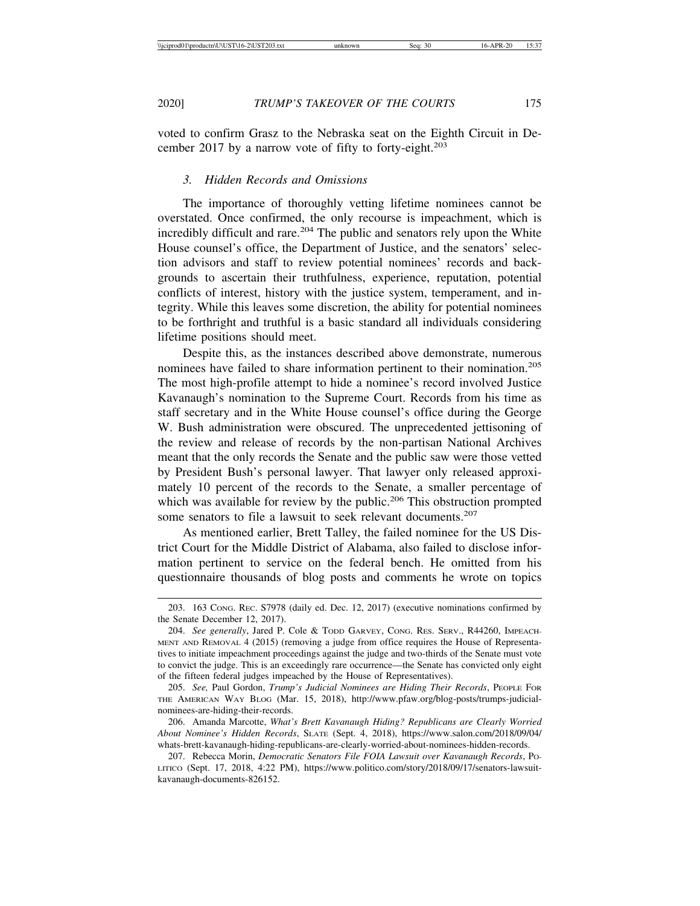voted to confirm Grasz to the Nebraska seat on the Eighth Circuit in December 2017 by a narrow vote of fifty to forty-eight.[203]

### *3. Hidden Records and Omissions*

The importance of thoroughly vetting lifetime nominees cannot be overstated. Once confirmed, the only recourse is impeachment, which is incredibly difficult and rare.[204] The public and senators rely upon the White House counsel's office, the Department of Justice, and the senators' selection advisors and staff to review potential nominees' records and backgrounds to ascertain their truthfulness, experience, reputation, potential conflicts of interest, history with the justice system, temperament, and integrity. While this leaves some discretion, the ability for potential nominees to be forthright and truthful is a basic standard all individuals considering lifetime positions should meet.

Despite this, as the instances described above demonstrate, numerous nominees have failed to share information pertinent to their nomination.[205] The most high-profile attempt to hide a nominee's record involved Justice Kavanaugh's nomination to the Supreme Court. Records from his time as staff secretary and in the White House counsel's office during the George W. Bush administration were obscured. The unprecedented jettisoning of the review and release of records by the non-partisan National Archives meant that the only records the Senate and the public saw were those vetted by President Bush's personal lawyer. That lawyer only released approximately 10 percent of the records to the Senate, a smaller percentage of which was available for review by the public.[206] This obstruction prompted some senators to file a lawsuit to seek relevant documents.[207]

As mentioned earlier, Brett Talley, the failed nominee for the US District Court for the Middle District of Alabama, also failed to disclose information pertinent to service on the federal bench. He omitted from his questionnaire thousands of blog posts and comments he wrote on topics

---

203. 163 CONG. REC. S7978 (daily ed. Dec. 12, 2017) (executive nominations confirmed by the Senate December 12, 2017).

204. *See generally*, Jared P. Cole & TODD GARVEY, CONG. RES. SERV., R44260, IMPEACHMENT AND REMOVAL 4 (2015) (removing a judge from office requires the House of Representatives to initiate impeachment proceedings against the judge and two-thirds of the Senate must vote to convict the judge. This is an exceedingly rare occurrence—the Senate has convicted only eight of the fifteen federal judges impeached by the House of Representatives).

205. *See,* Paul Gordon, *Trump's Judicial Nominees are Hiding Their Records*, PEOPLE FOR THE AMERICAN WAY BLOG (Mar. 15, 2018), http://www.pfaw.org/blog-posts/trumps-judicial-nominees-are-hiding-their-records.

206. Amanda Marcotte, *What's Brett Kavanaugh Hiding? Republicans are Clearly Worried About Nominee's Hidden Records*, SLATE (Sept. 4, 2018), https://www.salon.com/2018/09/04/whats-brett-kavanaugh-hiding-republicans-are-clearly-worried-about-nominees-hidden-records.

207. Rebecca Morin, *Democratic Senators File FOIA Lawsuit over Kavanaugh Records*, POLITICO (Sept. 17, 2018, 4:22 PM), https://www.politico.com/story/2018/09/17/senators-lawsuit-kavanaugh-documents-826152.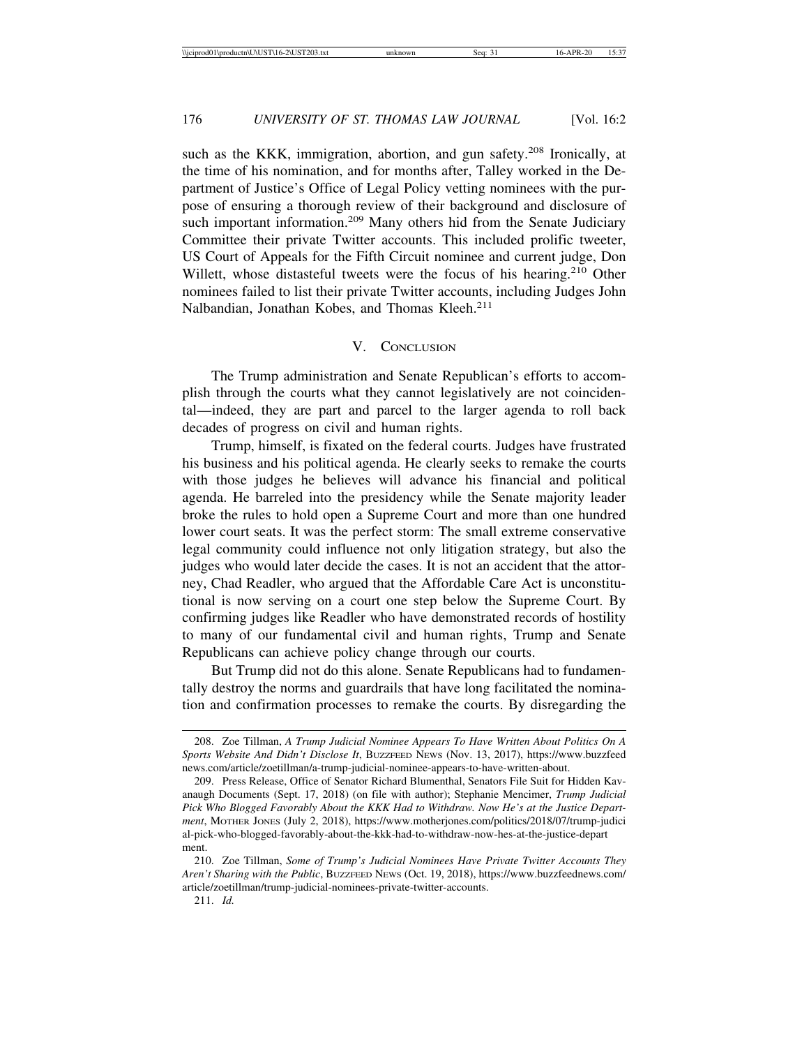such as the KKK, immigration, abortion, and gun safety.[208] Ironically, at the time of his nomination, and for months after, Talley worked in the Department of Justice's Office of Legal Policy vetting nominees with the purpose of ensuring a thorough review of their background and disclosure of such important information.[209] Many others hid from the Senate Judiciary Committee their private Twitter accounts. This included prolific tweeter, US Court of Appeals for the Fifth Circuit nominee and current judge, Don Willett, whose distasteful tweets were the focus of his hearing.[210] Other nominees failed to list their private Twitter accounts, including Judges John Nalbandian, Jonathan Kobes, and Thomas Kleeh.[211]

## V. Conclusion

The Trump administration and Senate Republican's efforts to accomplish through the courts what they cannot legislatively are not coincidental—indeed, they are part and parcel to the larger agenda to roll back decades of progress on civil and human rights.

Trump, himself, is fixated on the federal courts. Judges have frustrated his business and his political agenda. He clearly seeks to remake the courts with those judges he believes will advance his financial and political agenda. He barreled into the presidency while the Senate majority leader broke the rules to hold open a Supreme Court and more than one hundred lower court seats. It was the perfect storm: The small extreme conservative legal community could influence not only litigation strategy, but also the judges who would later decide the cases. It is not an accident that the attorney, Chad Readler, who argued that the Affordable Care Act is unconstitutional is now serving on a court one step below the Supreme Court. By confirming judges like Readler who have demonstrated records of hostility to many of our fundamental civil and human rights, Trump and Senate Republicans can achieve policy change through our courts.

But Trump did not do this alone. Senate Republicans had to fundamentally destroy the norms and guardrails that have long facilitated the nomination and confirmation processes to remake the courts. By disregarding the

---

208. Zoe Tillman, *A Trump Judicial Nominee Appears To Have Written About Politics On A Sports Website And Didn't Disclose It*, BuzzFeed News (Nov. 13, 2017), https://www.buzzfeednews.com/article/zoetillman/a-trump-judicial-nominee-appears-to-have-written-about.

209. Press Release, Office of Senator Richard Blumenthal, Senators File Suit for Hidden Kavanaugh Documents (Sept. 17, 2018) (on file with author); Stephanie Mencimer, *Trump Judicial Pick Who Blogged Favorably About the KKK Had to Withdraw. Now He's at the Justice Department*, Mother Jones (July 2, 2018), https://www.motherjones.com/politics/2018/07/trump-judicial-pick-who-blogged-favorably-about-the-kkk-had-to-withdraw-now-hes-at-the-justice-department.

210. Zoe Tillman, *Some of Trump's Judicial Nominees Have Private Twitter Accounts They Aren't Sharing with the Public*, BuzzFeed News (Oct. 19, 2018), https://www.buzzfeednews.com/article/zoetillman/trump-judicial-nominees-private-twitter-accounts.

211. *Id.*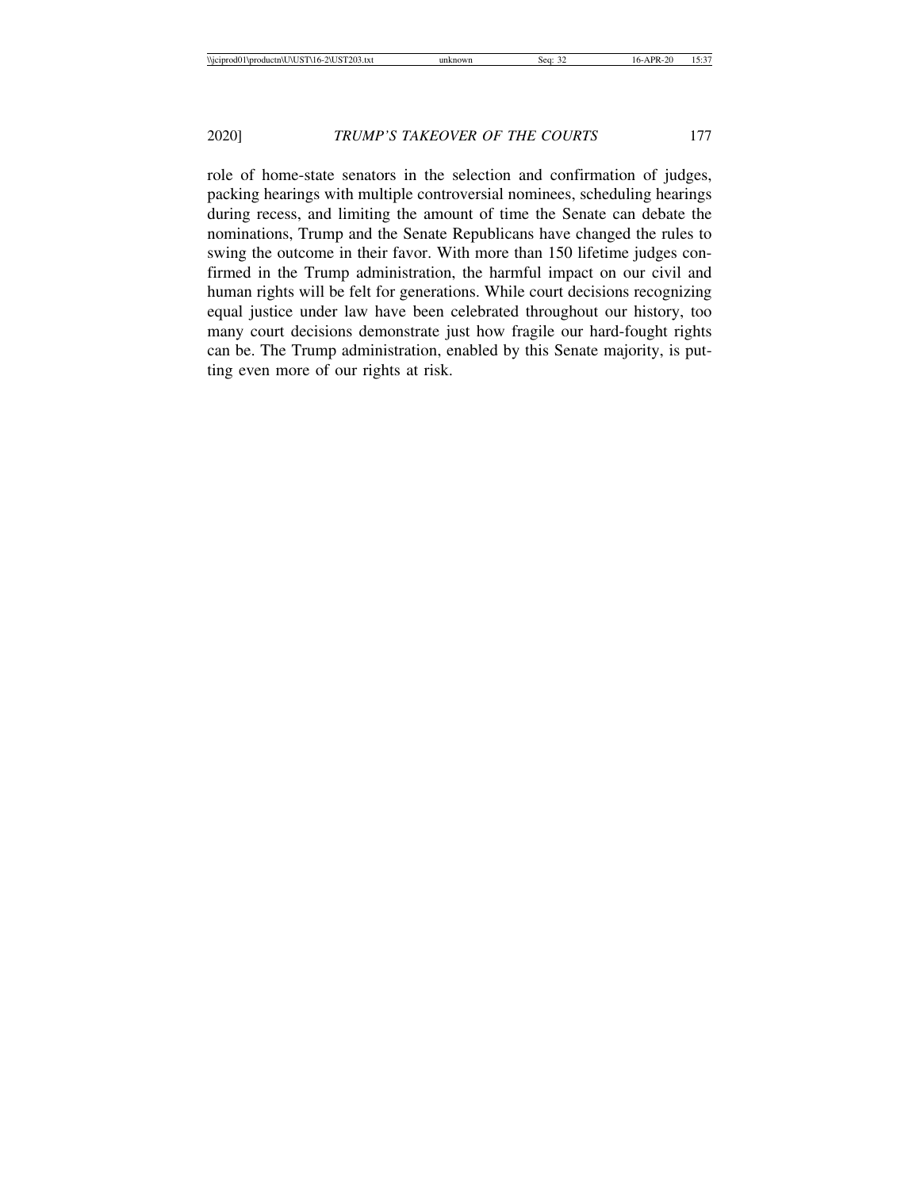role of home-state senators in the selection and confirmation of judges, packing hearings with multiple controversial nominees, scheduling hearings during recess, and limiting the amount of time the Senate can debate the nominations, Trump and the Senate Republicans have changed the rules to swing the outcome in their favor. With more than 150 lifetime judges confirmed in the Trump administration, the harmful impact on our civil and human rights will be felt for generations. While court decisions recognizing equal justice under law have been celebrated throughout our history, too many court decisions demonstrate just how fragile our hard-fought rights can be. The Trump administration, enabled by this Senate majority, is putting even more of our rights at risk.